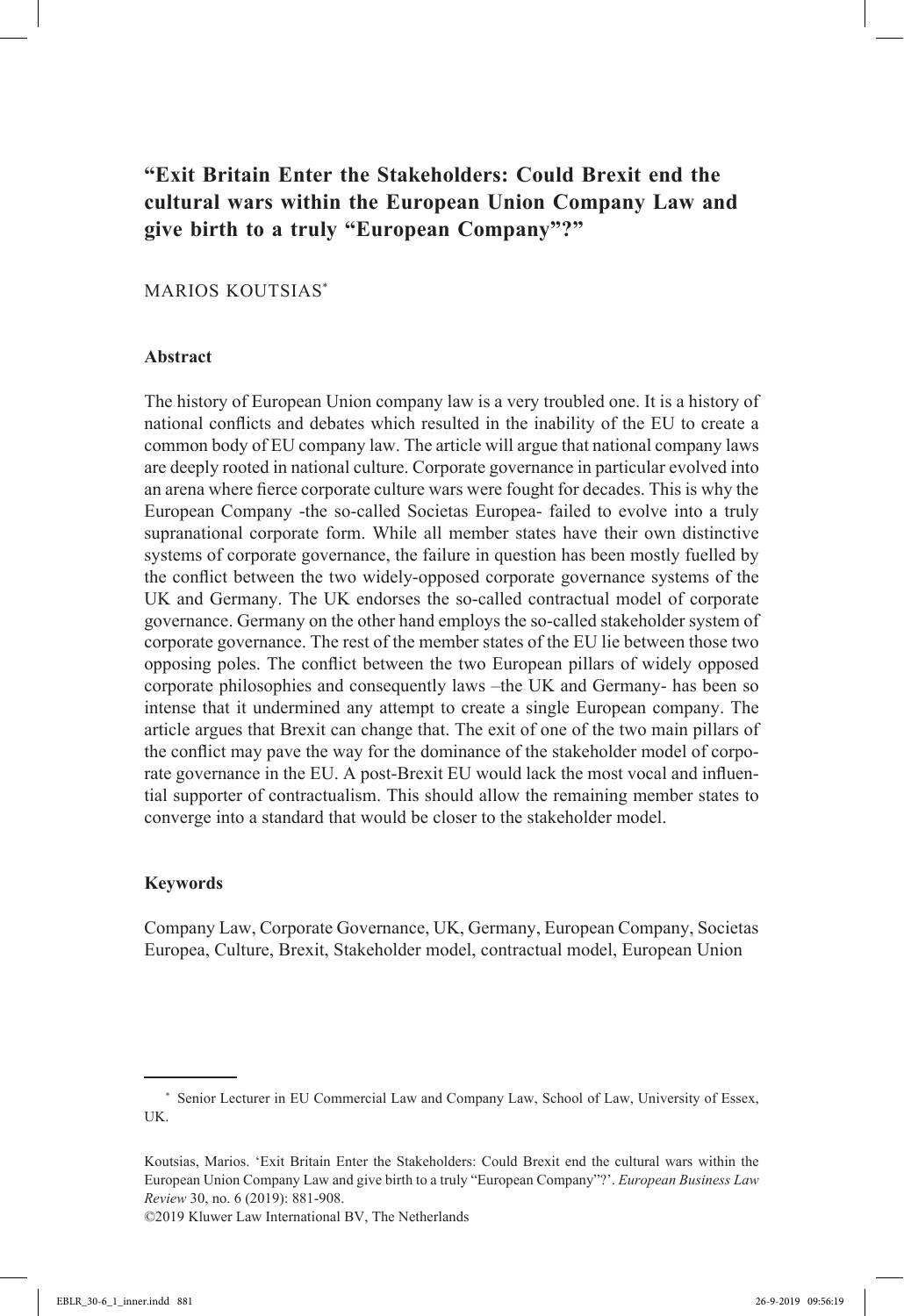# "Exit Britain Enter the Stakeholders: Could Brexit end the cultural wars within the European Union Company Law and give birth to a truly "European Company"?"

MARIOS KOUTSIAS*

## Abstract

The history of European Union company law is a very troubled one. It is a history of national conflicts and debates which resulted in the inability of the EU to create a common body of EU company law. The article will argue that national company laws are deeply rooted in national culture. Corporate governance in particular evolved into an arena where fierce corporate culture wars were fought for decades. This is why the European Company -the so-called Societas Europea- failed to evolve into a truly supranational corporate form. While all member states have their own distinctive systems of corporate governance, the failure in question has been mostly fuelled by the conflict between the two widely-opposed corporate governance systems of the UK and Germany. The UK endorses the so-called contractual model of corporate governance. Germany on the other hand employs the so-called stakeholder system of corporate governance. The rest of the member states of the EU lie between those two opposing poles. The conflict between the two European pillars of widely opposed corporate philosophies and consequently laws –the UK and Germany- has been so intense that it undermined any attempt to create a single European company. The article argues that Brexit can change that. The exit of one of the two main pillars of the conflict may pave the way for the dominance of the stakeholder model of corporate governance in the EU. A post-Brexit EU would lack the most vocal and influential supporter of contractualism. This should allow the remaining member states to converge into a standard that would be closer to the stakeholder model.

## Keywords

Company Law, Corporate Governance, UK, Germany, European Company, Societas Europea, Culture, Brexit, Stakeholder model, contractual model, European Union

---

\* Senior Lecturer in EU Commercial Law and Company Law, School of Law, University of Essex, UK.

Koutsias, Marios. 'Exit Britain Enter the Stakeholders: Could Brexit end the cultural wars within the European Union Company Law and give birth to a truly "European Company"?'. *European Business Law Review* 30, no. 6 (2019): 881-908.

©2019 Kluwer Law International BV, The Netherlands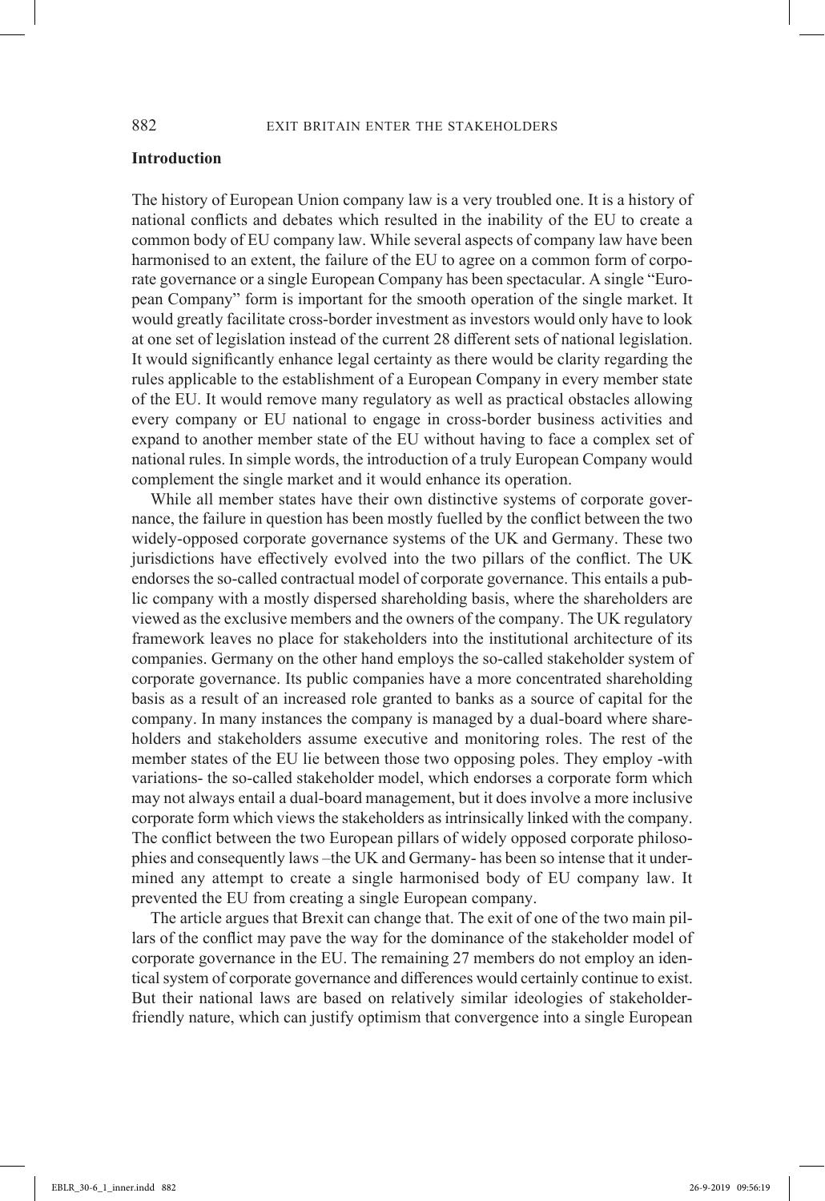## Introduction

The history of European Union company law is a very troubled one. It is a history of national conflicts and debates which resulted in the inability of the EU to create a common body of EU company law. While several aspects of company law have been harmonised to an extent, the failure of the EU to agree on a common form of corporate governance or a single European Company has been spectacular. A single "European Company" form is important for the smooth operation of the single market. It would greatly facilitate cross-border investment as investors would only have to look at one set of legislation instead of the current 28 different sets of national legislation. It would significantly enhance legal certainty as there would be clarity regarding the rules applicable to the establishment of a European Company in every member state of the EU. It would remove many regulatory as well as practical obstacles allowing every company or EU national to engage in cross-border business activities and expand to another member state of the EU without having to face a complex set of national rules. In simple words, the introduction of a truly European Company would complement the single market and it would enhance its operation.

While all member states have their own distinctive systems of corporate governance, the failure in question has been mostly fuelled by the conflict between the two widely-opposed corporate governance systems of the UK and Germany. These two jurisdictions have effectively evolved into the two pillars of the conflict. The UK endorses the so-called contractual model of corporate governance. This entails a public company with a mostly dispersed shareholding basis, where the shareholders are viewed as the exclusive members and the owners of the company. The UK regulatory framework leaves no place for stakeholders into the institutional architecture of its companies. Germany on the other hand employs the so-called stakeholder system of corporate governance. Its public companies have a more concentrated shareholding basis as a result of an increased role granted to banks as a source of capital for the company. In many instances the company is managed by a dual-board where shareholders and stakeholders assume executive and monitoring roles. The rest of the member states of the EU lie between those two opposing poles. They employ -with variations- the so-called stakeholder model, which endorses a corporate form which may not always entail a dual-board management, but it does involve a more inclusive corporate form which views the stakeholders as intrinsically linked with the company. The conflict between the two European pillars of widely opposed corporate philosophies and consequently laws –the UK and Germany- has been so intense that it undermined any attempt to create a single harmonised body of EU company law. It prevented the EU from creating a single European company.

The article argues that Brexit can change that. The exit of one of the two main pillars of the conflict may pave the way for the dominance of the stakeholder model of corporate governance in the EU. The remaining 27 members do not employ an identical system of corporate governance and differences would certainly continue to exist. But their national laws are based on relatively similar ideologies of stakeholder-friendly nature, which can justify optimism that convergence into a single European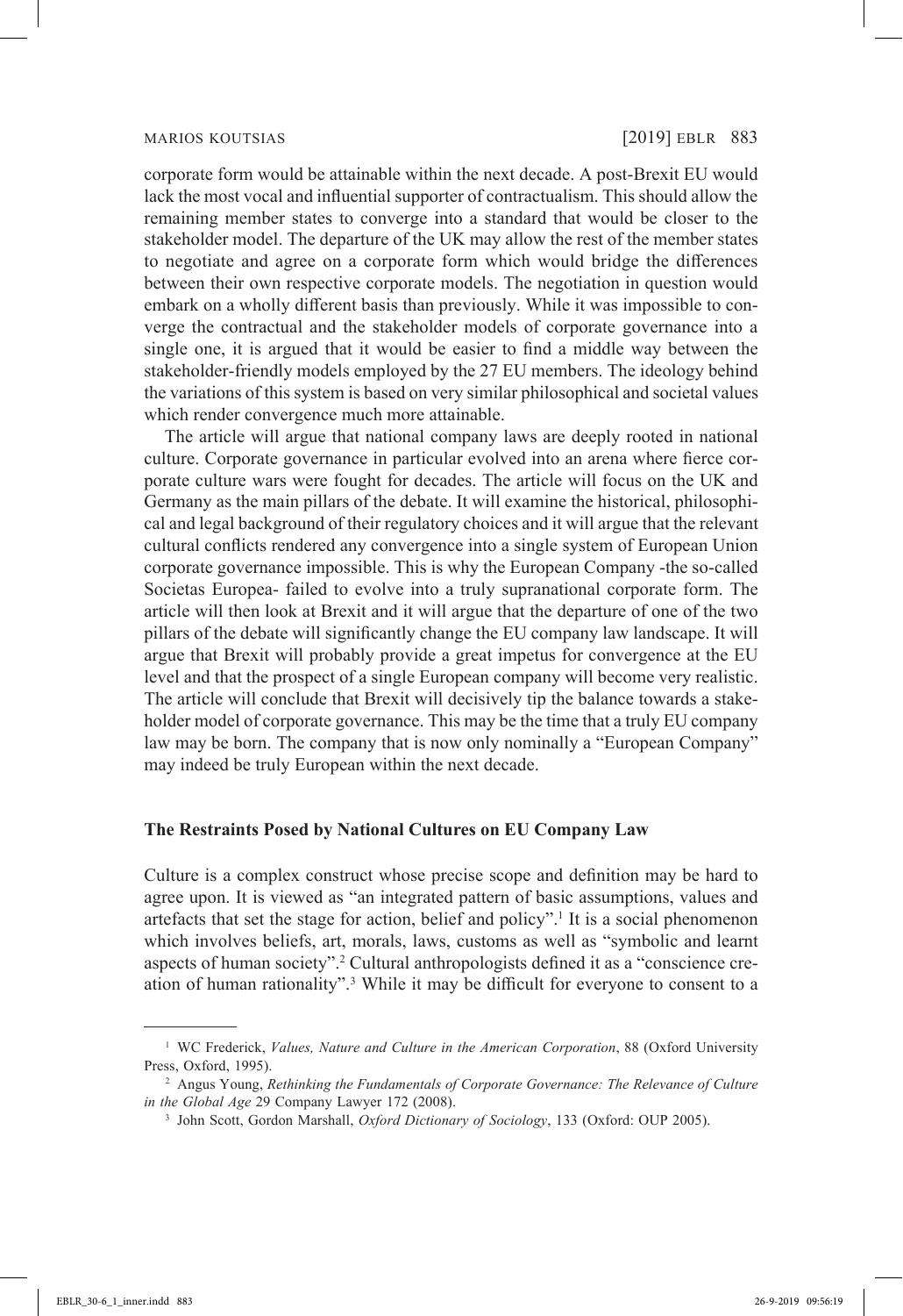corporate form would be attainable within the next decade. A post-Brexit EU would lack the most vocal and influential supporter of contractualism. This should allow the remaining member states to converge into a standard that would be closer to the stakeholder model. The departure of the UK may allow the rest of the member states to negotiate and agree on a corporate form which would bridge the differences between their own respective corporate models. The negotiation in question would embark on a wholly different basis than previously. While it was impossible to converge the contractual and the stakeholder models of corporate governance into a single one, it is argued that it would be easier to find a middle way between the stakeholder-friendly models employed by the 27 EU members. The ideology behind the variations of this system is based on very similar philosophical and societal values which render convergence much more attainable.

The article will argue that national company laws are deeply rooted in national culture. Corporate governance in particular evolved into an arena where fierce corporate culture wars were fought for decades. The article will focus on the UK and Germany as the main pillars of the debate. It will examine the historical, philosophical and legal background of their regulatory choices and it will argue that the relevant cultural conflicts rendered any convergence into a single system of European Union corporate governance impossible. This is why the European Company -the so-called Societas Europea- failed to evolve into a truly supranational corporate form. The article will then look at Brexit and it will argue that the departure of one of the two pillars of the debate will significantly change the EU company law landscape. It will argue that Brexit will probably provide a great impetus for convergence at the EU level and that the prospect of a single European company will become very realistic. The article will conclude that Brexit will decisively tip the balance towards a stakeholder model of corporate governance. This may be the time that a truly EU company law may be born. The company that is now only nominally a "European Company" may indeed be truly European within the next decade.

## The Restraints Posed by National Cultures on EU Company Law

Culture is a complex construct whose precise scope and definition may be hard to agree upon. It is viewed as "an integrated pattern of basic assumptions, values and artefacts that set the stage for action, belief and policy".[1] It is a social phenomenon which involves beliefs, art, morals, laws, customs as well as "symbolic and learnt aspects of human society".[2] Cultural anthropologists defined it as a "conscience creation of human rationality".[3] While it may be difficult for everyone to consent to a

---

[1] WC Frederick, *Values, Nature and Culture in the American Corporation*, 88 (Oxford University Press, Oxford, 1995).

[2] Angus Young, *Rethinking the Fundamentals of Corporate Governance: The Relevance of Culture in the Global Age* 29 Company Lawyer 172 (2008).

[3] John Scott, Gordon Marshall, *Oxford Dictionary of Sociology*, 133 (Oxford: OUP 2005).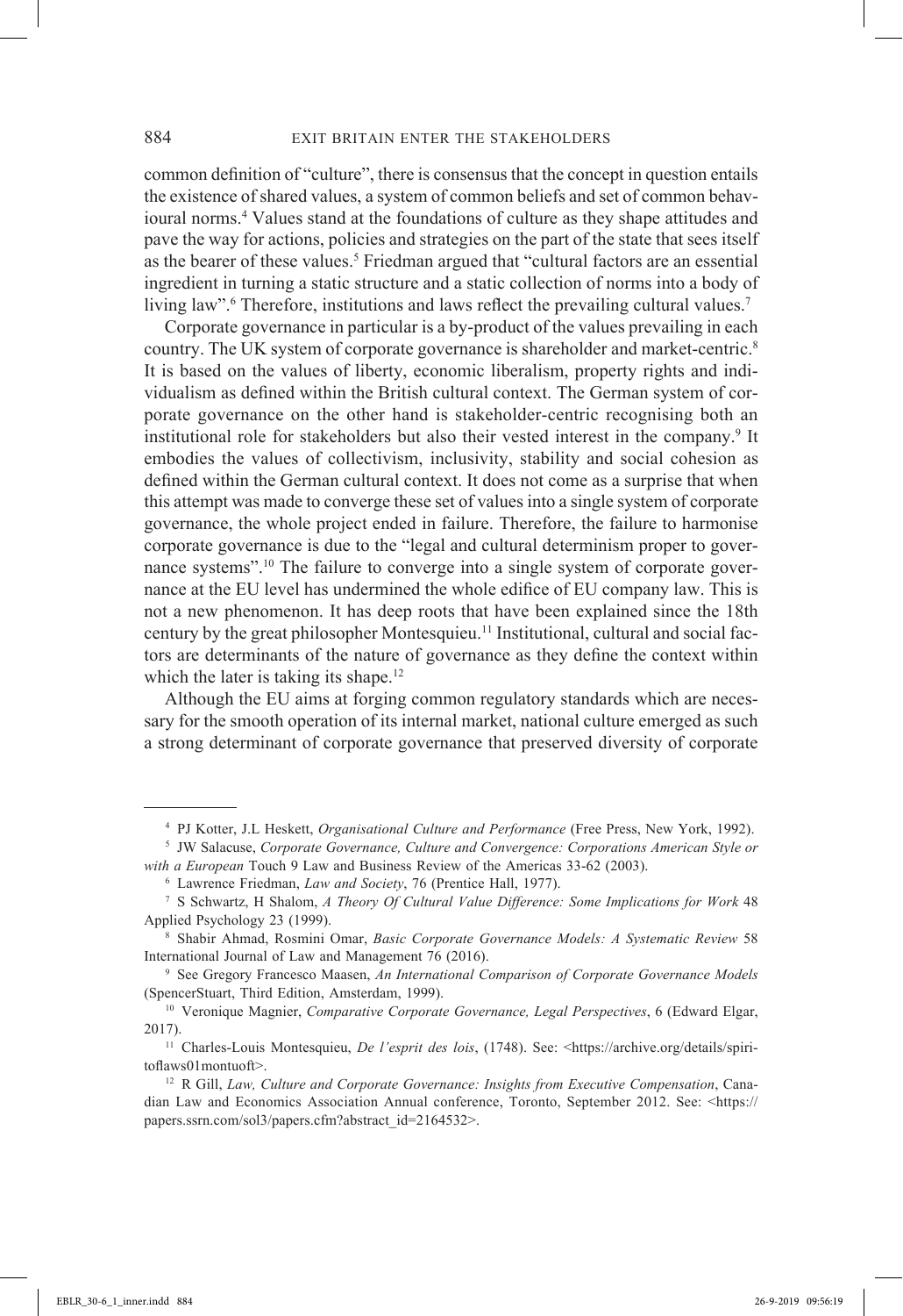common definition of "culture", there is consensus that the concept in question entails the existence of shared values, a system of common beliefs and set of common behavioural norms.[4] Values stand at the foundations of culture as they shape attitudes and pave the way for actions, policies and strategies on the part of the state that sees itself as the bearer of these values.[5] Friedman argued that "cultural factors are an essential ingredient in turning a static structure and a static collection of norms into a body of living law".[6] Therefore, institutions and laws reflect the prevailing cultural values.[7]

Corporate governance in particular is a by-product of the values prevailing in each country. The UK system of corporate governance is shareholder and market-centric.[8] It is based on the values of liberty, economic liberalism, property rights and individualism as defined within the British cultural context. The German system of corporate governance on the other hand is stakeholder-centric recognising both an institutional role for stakeholders but also their vested interest in the company.[9] It embodies the values of collectivism, inclusivity, stability and social cohesion as defined within the German cultural context. It does not come as a surprise that when this attempt was made to converge these set of values into a single system of corporate governance, the whole project ended in failure. Therefore, the failure to harmonise corporate governance is due to the "legal and cultural determinism proper to governance systems".[10] The failure to converge into a single system of corporate governance at the EU level has undermined the whole edifice of EU company law. This is not a new phenomenon. It has deep roots that have been explained since the 18th century by the great philosopher Montesquieu.[11] Institutional, cultural and social factors are determinants of the nature of governance as they define the context within which the later is taking its shape.[12]

Although the EU aims at forging common regulatory standards which are necessary for the smooth operation of its internal market, national culture emerged as such a strong determinant of corporate governance that preserved diversity of corporate

---

[4] PJ Kotter, J.L Heskett, *Organisational Culture and Performance* (Free Press, New York, 1992).

[5] JW Salacuse, *Corporate Governance, Culture and Convergence: Corporations American Style or with a European* Touch 9 Law and Business Review of the Americas 33-62 (2003).

[6] Lawrence Friedman, *Law and Society*, 76 (Prentice Hall, 1977).

[7] S Schwartz, H Shalom, *A Theory Of Cultural Value Difference: Some Implications for Work* 48 Applied Psychology 23 (1999).

[8] Shabir Ahmad, Rosmini Omar, *Basic Corporate Governance Models: A Systematic Review* 58 International Journal of Law and Management 76 (2016).

[9] See Gregory Francesco Maasen, *An International Comparison of Corporate Governance Models* (SpencerStuart, Third Edition, Amsterdam, 1999).

[10] Veronique Magnier, *Comparative Corporate Governance, Legal Perspectives*, 6 (Edward Elgar, 2017).

[11] Charles-Louis Montesquieu, *De l'esprit des lois*, (1748). See: <https://archive.org/details/spiritoflaws01montuoft>.

[12] R Gill, *Law, Culture and Corporate Governance: Insights from Executive Compensation*, Canadian Law and Economics Association Annual conference, Toronto, September 2012. See: <https://papers.ssrn.com/sol3/papers.cfm?abstract_id=2164532>.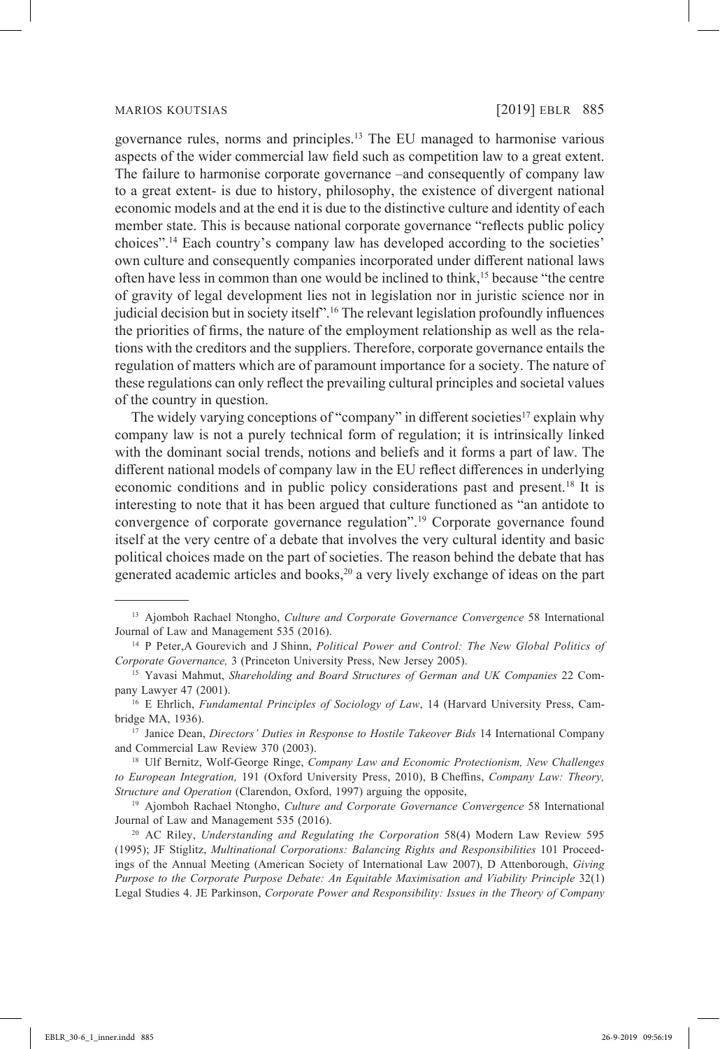governance rules, norms and principles.[13] The EU managed to harmonise various aspects of the wider commercial law field such as competition law to a great extent. The failure to harmonise corporate governance –and consequently of company law to a great extent- is due to history, philosophy, the existence of divergent national economic models and at the end it is due to the distinctive culture and identity of each member state. This is because national corporate governance "reflects public policy choices".[14] Each country's company law has developed according to the societies' own culture and consequently companies incorporated under different national laws often have less in common than one would be inclined to think,[15] because "the centre of gravity of legal development lies not in legislation nor in juristic science nor in judicial decision but in society itself".[16] The relevant legislation profoundly influences the priorities of firms, the nature of the employment relationship as well as the relations with the creditors and the suppliers. Therefore, corporate governance entails the regulation of matters which are of paramount importance for a society. The nature of these regulations can only reflect the prevailing cultural principles and societal values of the country in question.

The widely varying conceptions of "company" in different societies[17] explain why company law is not a purely technical form of regulation; it is intrinsically linked with the dominant social trends, notions and beliefs and it forms a part of law. The different national models of company law in the EU reflect differences in underlying economic conditions and in public policy considerations past and present.[18] It is interesting to note that it has been argued that culture functioned as "an antidote to convergence of corporate governance regulation".[19] Corporate governance found itself at the very centre of a debate that involves the very cultural identity and basic political choices made on the part of societies. The reason behind the debate that has generated academic articles and books,[20] a very lively exchange of ideas on the part

---

[13] Ajomboh Rachael Ntongho, *Culture and Corporate Governance Convergence* 58 International Journal of Law and Management 535 (2016).

[14] P Peter,A Gourevich and J Shinn, *Political Power and Control: The New Global Politics of Corporate Governance,* 3 (Princeton University Press, New Jersey 2005).

[15] Yavasi Mahmut, *Shareholding and Board Structures of German and UK Companies* 22 Company Lawyer 47 (2001).

[16] E Ehrlich, *Fundamental Principles of Sociology of Law*, 14 (Harvard University Press, Cambridge MA, 1936).

[17] Janice Dean, *Directors' Duties in Response to Hostile Takeover Bids* 14 International Company and Commercial Law Review 370 (2003).

[18] Ulf Bernitz, Wolf-George Ringe, *Company Law and Economic Protectionism, New Challenges to European Integration,* 191 (Oxford University Press, 2010), B Cheffins, *Company Law: Theory, Structure and Operation* (Clarendon, Oxford, 1997) arguing the opposite,

[19] Ajomboh Rachael Ntongho, *Culture and Corporate Governance Convergence* 58 International Journal of Law and Management 535 (2016).

[20] AC Riley, *Understanding and Regulating the Corporation* 58(4) Modern Law Review 595 (1995); JF Stiglitz, *Multinational Corporations: Balancing Rights and Responsibilities* 101 Proceedings of the Annual Meeting (American Society of International Law 2007), D Attenborough, *Giving Purpose to the Corporate Purpose Debate: An Equitable Maximisation and Viability Principle* 32(1) Legal Studies 4. JE Parkinson, *Corporate Power and Responsibility: Issues in the Theory of Company*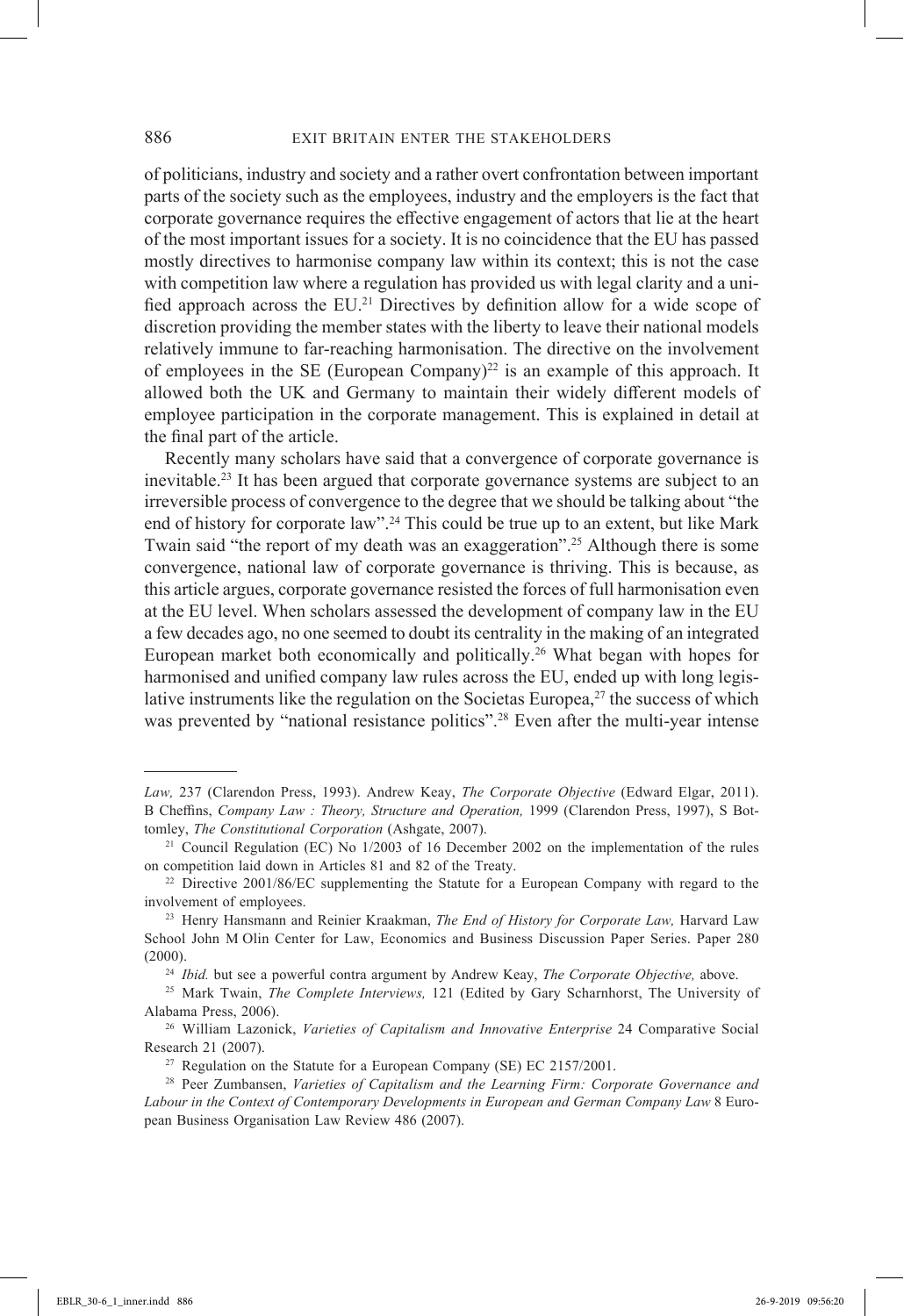of politicians, industry and society and a rather overt confrontation between important parts of the society such as the employees, industry and the employers is the fact that corporate governance requires the effective engagement of actors that lie at the heart of the most important issues for a society. It is no coincidence that the EU has passed mostly directives to harmonise company law within its context; this is not the case with competition law where a regulation has provided us with legal clarity and a unified approach across the EU.[21] Directives by definition allow for a wide scope of discretion providing the member states with the liberty to leave their national models relatively immune to far-reaching harmonisation. The directive on the involvement of employees in the SE (European Company)[22] is an example of this approach. It allowed both the UK and Germany to maintain their widely different models of employee participation in the corporate management. This is explained in detail at the final part of the article.

Recently many scholars have said that a convergence of corporate governance is inevitable.[23] It has been argued that corporate governance systems are subject to an irreversible process of convergence to the degree that we should be talking about "the end of history for corporate law".[24] This could be true up to an extent, but like Mark Twain said "the report of my death was an exaggeration".[25] Although there is some convergence, national law of corporate governance is thriving. This is because, as this article argues, corporate governance resisted the forces of full harmonisation even at the EU level. When scholars assessed the development of company law in the EU a few decades ago, no one seemed to doubt its centrality in the making of an integrated European market both economically and politically.[26] What began with hopes for harmonised and unified company law rules across the EU, ended up with long legislative instruments like the regulation on the Societas Europea,[27] the success of which was prevented by "national resistance politics".[28] Even after the multi-year intense

---

*Law,* 237 (Clarendon Press, 1993). Andrew Keay, *The Corporate Objective* (Edward Elgar, 2011). B Cheffins, *Company Law : Theory, Structure and Operation,* 1999 (Clarendon Press, 1997), S Bottomley, *The Constitutional Corporation* (Ashgate, 2007).

[21] Council Regulation (EC) No 1/2003 of 16 December 2002 on the implementation of the rules on competition laid down in Articles 81 and 82 of the Treaty.

[22] Directive 2001/86/EC supplementing the Statute for a European Company with regard to the involvement of employees.

[23] Henry Hansmann and Reinier Kraakman, *The End of History for Corporate Law,* Harvard Law School John M Olin Center for Law, Economics and Business Discussion Paper Series. Paper 280 (2000).

[24] *Ibid.* but see a powerful contra argument by Andrew Keay, *The Corporate Objective,* above.

[25] Mark Twain, *The Complete Interviews,* 121 (Edited by Gary Scharnhorst, The University of Alabama Press, 2006).

[26] William Lazonick, *Varieties of Capitalism and Innovative Enterprise* 24 Comparative Social Research 21 (2007).

[27] Regulation on the Statute for a European Company (SE) EC 2157/2001.

[28] Peer Zumbansen, *Varieties of Capitalism and the Learning Firm: Corporate Governance and Labour in the Context of Contemporary Developments in European and German Company Law* 8 European Business Organisation Law Review 486 (2007).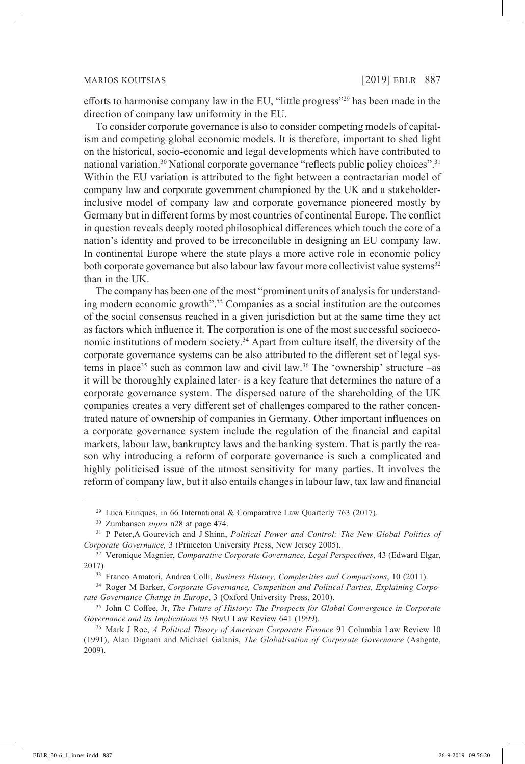efforts to harmonise company law in the EU, "little progress"[29] has been made in the direction of company law uniformity in the EU.

To consider corporate governance is also to consider competing models of capitalism and competing global economic models. It is therefore, important to shed light on the historical, socio-economic and legal developments which have contributed to national variation.[30] National corporate governance "reflects public policy choices".[31] Within the EU variation is attributed to the fight between a contractarian model of company law and corporate government championed by the UK and a stakeholder-inclusive model of company law and corporate governance pioneered mostly by Germany but in different forms by most countries of continental Europe. The conflict in question reveals deeply rooted philosophical differences which touch the core of a nation's identity and proved to be irreconcilable in designing an EU company law. In continental Europe where the state plays a more active role in economic policy both corporate governance but also labour law favour more collectivist value systems[32] than in the UK.

The company has been one of the most "prominent units of analysis for understanding modern economic growth".[33] Companies as a social institution are the outcomes of the social consensus reached in a given jurisdiction but at the same time they act as factors which influence it. The corporation is one of the most successful socioeconomic institutions of modern society.[34] Apart from culture itself, the diversity of the corporate governance systems can be also attributed to the different set of legal systems in place[35] such as common law and civil law.[36] The 'ownership' structure –as it will be thoroughly explained later- is a key feature that determines the nature of a corporate governance system. The dispersed nature of the shareholding of the UK companies creates a very different set of challenges compared to the rather concentrated nature of ownership of companies in Germany. Other important influences on a corporate governance system include the regulation of the financial and capital markets, labour law, bankruptcy laws and the banking system. That is partly the reason why introducing a reform of corporate governance is such a complicated and highly politicised issue of the utmost sensitivity for many parties. It involves the reform of company law, but it also entails changes in labour law, tax law and financial

---

[29] Luca Enriques, in 66 International & Comparative Law Quarterly 763 (2017).

[30] Zumbansen *supra* n28 at page 474.

[31] P Peter,A Gourevich and J Shinn, *Political Power and Control: The New Global Politics of Corporate Governance,* 3 (Princeton University Press, New Jersey 2005).

[32] Veronique Magnier, *Comparative Corporate Governance, Legal Perspectives*, 43 (Edward Elgar, 2017).

[33] Franco Amatori, Andrea Colli, *Business History, Complexities and Comparisons*, 10 (2011).

[34] Roger M Barker, *Corporate Governance, Competition and Political Parties, Explaining Corporate Governance Change in Europe*, 3 (Oxford University Press, 2010).

[35] John C Coffee, Jr, *The Future of History: The Prospects for Global Convergence in Corporate Governance and its Implications* 93 NwU Law Review 641 (1999).

[36] Mark J Roe, *A Political Theory of American Corporate Finance* 91 Columbia Law Review 10 (1991), Alan Dignam and Michael Galanis, *The Globalisation of Corporate Governance* (Ashgate, 2009).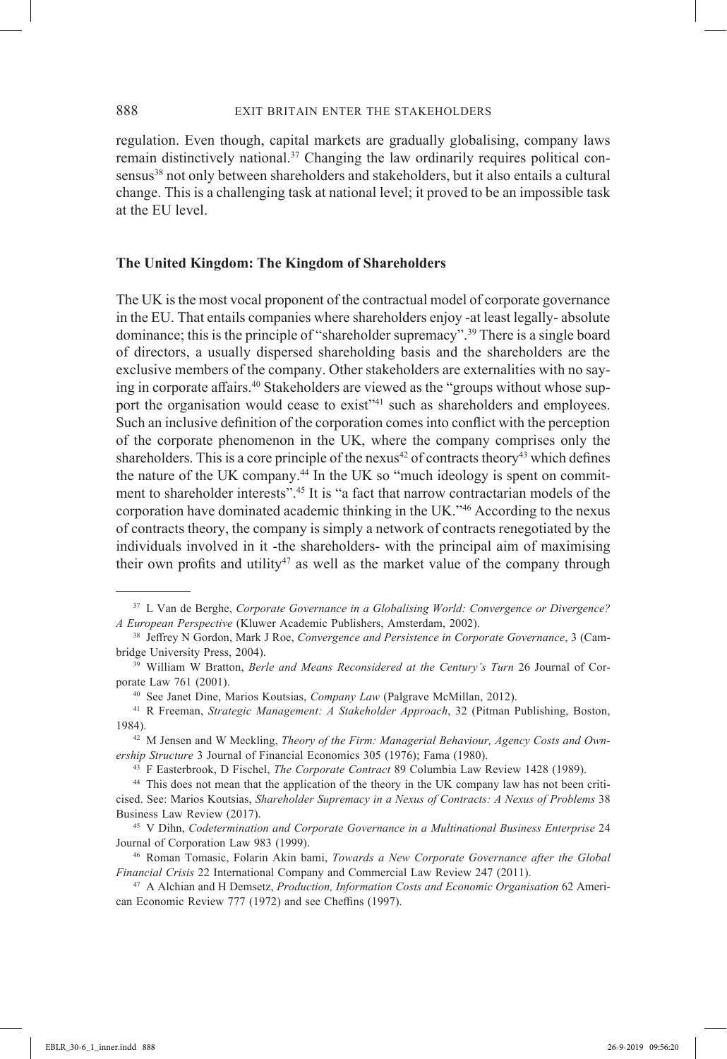regulation. Even though, capital markets are gradually globalising, company laws remain distinctively national.[37] Changing the law ordinarily requires political consensus[38] not only between shareholders and stakeholders, but it also entails a cultural change. This is a challenging task at national level; it proved to be an impossible task at the EU level.

### The United Kingdom: The Kingdom of Shareholders

The UK is the most vocal proponent of the contractual model of corporate governance in the EU. That entails companies where shareholders enjoy -at least legally- absolute dominance; this is the principle of "shareholder supremacy".[39] There is a single board of directors, a usually dispersed shareholding basis and the shareholders are the exclusive members of the company. Other stakeholders are externalities with no saying in corporate affairs.[40] Stakeholders are viewed as the "groups without whose support the organisation would cease to exist"[41] such as shareholders and employees. Such an inclusive definition of the corporation comes into conflict with the perception of the corporate phenomenon in the UK, where the company comprises only the shareholders. This is a core principle of the nexus[42] of contracts theory[43] which defines the nature of the UK company.[44] In the UK so "much ideology is spent on commitment to shareholder interests".[45] It is "a fact that narrow contractarian models of the corporation have dominated academic thinking in the UK."[46] According to the nexus of contracts theory, the company is simply a network of contracts renegotiated by the individuals involved in it -the shareholders- with the principal aim of maximising their own profits and utility[47] as well as the market value of the company through

---

[37] L Van de Berghe, *Corporate Governance in a Globalising World: Convergence or Divergence? A European Perspective* (Kluwer Academic Publishers, Amsterdam, 2002).

[38] Jeffrey N Gordon, Mark J Roe, *Convergence and Persistence in Corporate Governance*, 3 (Cambridge University Press, 2004).

[39] William W Bratton, *Berle and Means Reconsidered at the Century's Turn* 26 Journal of Corporate Law 761 (2001).

[40] See Janet Dine, Marios Koutsias, *Company Law* (Palgrave McMillan, 2012).

[41] R Freeman, *Strategic Management: A Stakeholder Approach*, 32 (Pitman Publishing, Boston, 1984).

[42] M Jensen and W Meckling, *Theory of the Firm: Managerial Behaviour, Agency Costs and Ownership Structure* 3 Journal of Financial Economics 305 (1976); Fama (1980).

[43] F Easterbrook, D Fischel, *The Corporate Contract* 89 Columbia Law Review 1428 (1989).

[44] This does not mean that the application of the theory in the UK company law has not been criticised. See: Marios Koutsias, *Shareholder Supremacy in a Nexus of Contracts: A Nexus of Problems* 38 Business Law Review (2017).

[45] V Dihn, *Codetermination and Corporate Governance in a Multinational Business Enterprise* 24 Journal of Corporation Law 983 (1999).

[46] Roman Tomasic, Folarin Akin bami, *Towards a New Corporate Governance after the Global Financial Crisis* 22 International Company and Commercial Law Review 247 (2011).

[47] A Alchian and H Demsetz, *Production, Information Costs and Economic Organisation* 62 American Economic Review 777 (1972) and see Cheffins (1997).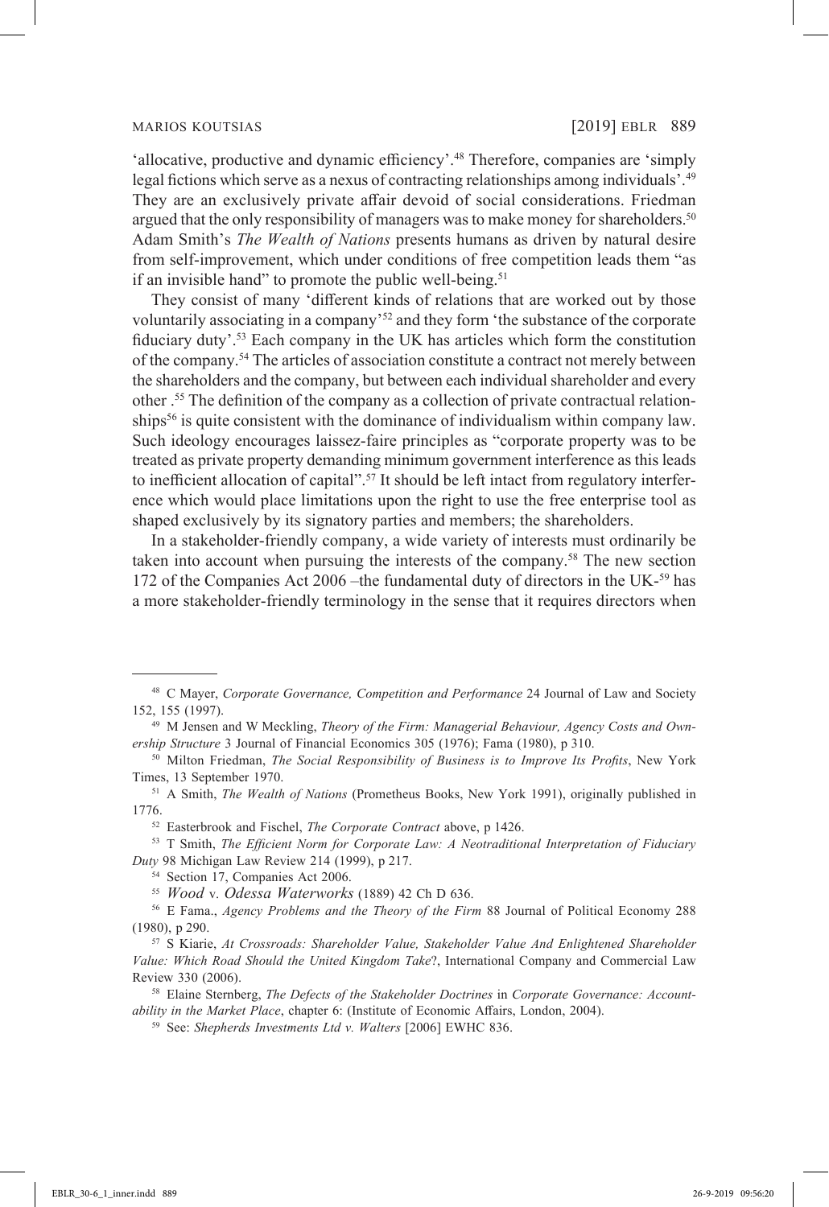'allocative, productive and dynamic efficiency'.[48] Therefore, companies are 'simply legal fictions which serve as a nexus of contracting relationships among individuals'.[49] They are an exclusively private affair devoid of social considerations. Friedman argued that the only responsibility of managers was to make money for shareholders.[50] Adam Smith's *The Wealth of Nations* presents humans as driven by natural desire from self-improvement, which under conditions of free competition leads them "as if an invisible hand" to promote the public well-being.[51]

They consist of many 'different kinds of relations that are worked out by those voluntarily associating in a company'[52] and they form 'the substance of the corporate fiduciary duty'.[53] Each company in the UK has articles which form the constitution of the company.[54] The articles of association constitute a contract not merely between the shareholders and the company, but between each individual shareholder and every other .[55] The definition of the company as a collection of private contractual relationships[56] is quite consistent with the dominance of individualism within company law. Such ideology encourages laissez-faire principles as "corporate property was to be treated as private property demanding minimum government interference as this leads to inefficient allocation of capital".[57] It should be left intact from regulatory interference which would place limitations upon the right to use the free enterprise tool as shaped exclusively by its signatory parties and members; the shareholders.

In a stakeholder-friendly company, a wide variety of interests must ordinarily be taken into account when pursuing the interests of the company.[58] The new section 172 of the Companies Act 2006 –the fundamental duty of directors in the UK-[59] has a more stakeholder-friendly terminology in the sense that it requires directors when

---

[48] C Mayer, *Corporate Governance, Competition and Performance* 24 Journal of Law and Society 152, 155 (1997).

[49] M Jensen and W Meckling, *Theory of the Firm: Managerial Behaviour, Agency Costs and Ownership Structure* 3 Journal of Financial Economics 305 (1976); Fama (1980), p 310.

[50] Milton Friedman, *The Social Responsibility of Business is to Improve Its Profits*, New York Times, 13 September 1970.

[51] A Smith, *The Wealth of Nations* (Prometheus Books, New York 1991), originally published in 1776.

[52] Easterbrook and Fischel, *The Corporate Contract* above, p 1426.

[53] T Smith, *The Efficient Norm for Corporate Law: A Neotraditional Interpretation of Fiduciary Duty* 98 Michigan Law Review 214 (1999), p 217.

[54] Section 17, Companies Act 2006.

[55] *Wood* v. *Odessa Waterworks* (1889) 42 Ch D 636.

[56] E Fama., *Agency Problems and the Theory of the Firm* 88 Journal of Political Economy 288 (1980), p 290.

[57] S Kiarie, *At Crossroads: Shareholder Value, Stakeholder Value And Enlightened Shareholder Value: Which Road Should the United Kingdom Take*?, International Company and Commercial Law Review 330 (2006).

[58] Elaine Sternberg, *The Defects of the Stakeholder Doctrines* in *Corporate Governance: Accountability in the Market Place*, chapter 6: (Institute of Economic Affairs, London, 2004).

[59] See: *Shepherds Investments Ltd v. Walters* [2006] EWHC 836.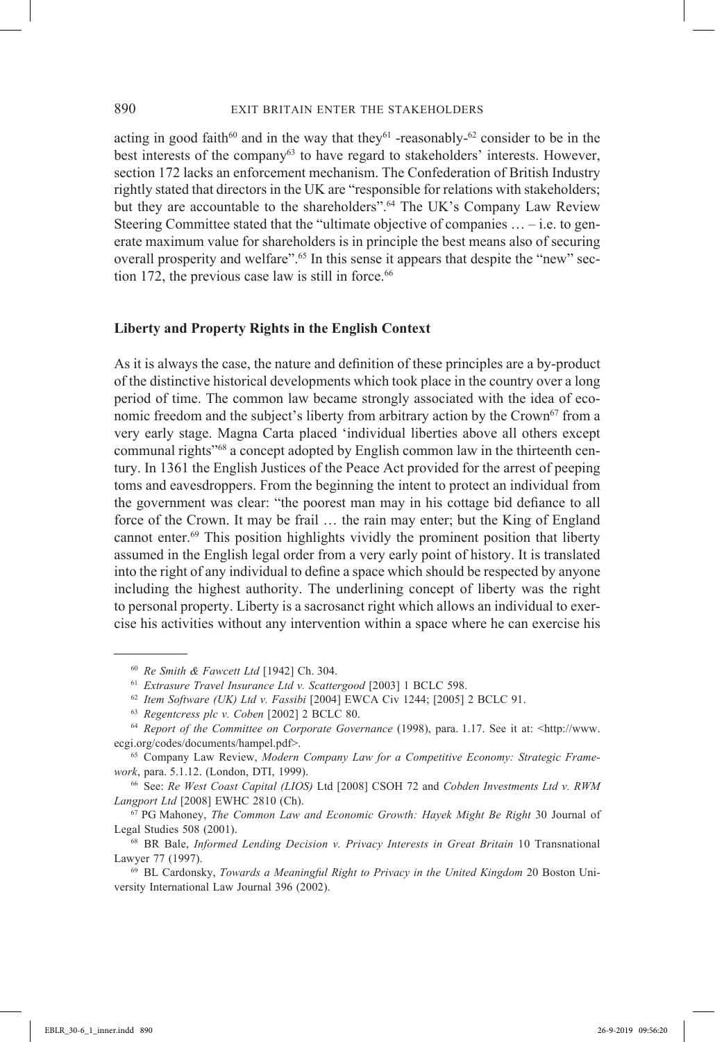acting in good faith[60] and in the way that they[61] -reasonably-[62] consider to be in the best interests of the company[63] to have regard to stakeholders' interests. However, section 172 lacks an enforcement mechanism. The Confederation of British Industry rightly stated that directors in the UK are "responsible for relations with stakeholders; but they are accountable to the shareholders".[64] The UK's Company Law Review Steering Committee stated that the "ultimate objective of companies … – i.e. to generate maximum value for shareholders is in principle the best means also of securing overall prosperity and welfare".[65] In this sense it appears that despite the "new" section 172, the previous case law is still in force.[66]

**Liberty and Property Rights in the English Context**

As it is always the case, the nature and definition of these principles are a by-product of the distinctive historical developments which took place in the country over a long period of time. The common law became strongly associated with the idea of economic freedom and the subject's liberty from arbitrary action by the Crown[67] from a very early stage. Magna Carta placed 'individual liberties above all others except communal rights"[68] a concept adopted by English common law in the thirteenth century. In 1361 the English Justices of the Peace Act provided for the arrest of peeping toms and eavesdroppers. From the beginning the intent to protect an individual from the government was clear: "the poorest man may in his cottage bid defiance to all force of the Crown. It may be frail … the rain may enter; but the King of England cannot enter.[69] This position highlights vividly the prominent position that liberty assumed in the English legal order from a very early point of history. It is translated into the right of any individual to define a space which should be respected by anyone including the highest authority. The underlining concept of liberty was the right to personal property. Liberty is a sacrosanct right which allows an individual to exercise his activities without any intervention within a space where he can exercise his

---

[60] *Re Smith & Fawcett Ltd* [1942] Ch. 304.

[61] *Extrasure Travel Insurance Ltd v. Scattergood* [2003] 1 BCLC 598.

[62] *Item Software (UK) Ltd v. Fassibi* [2004] EWCA Civ 1244; [2005] 2 BCLC 91.

[63] *Regentcress plc v. Coben* [2002] 2 BCLC 80.

[64] *Report of the Committee on Corporate Governance* (1998), para. 1.17. See it at: <http://www.ecgi.org/codes/documents/hampel.pdf>.

[65] Company Law Review, *Modern Company Law for a Competitive Economy: Strategic Framework*, para. 5.1.12. (London, DTI, 1999).

[66] See: *Re West Coast Capital (LIOS)* Ltd [2008] CSOH 72 and *Cobden Investments Ltd v. RWM Langport Ltd* [2008] EWHC 2810 (Ch).

[67] PG Mahoney, *The Common Law and Economic Growth: Hayek Might Be Right* 30 Journal of Legal Studies 508 (2001).

[68] BR Bale, *Informed Lending Decision v. Privacy Interests in Great Britain* 10 Transnational Lawyer 77 (1997).

[69] BL Cardonsky, *Towards a Meaningful Right to Privacy in the United Kingdom* 20 Boston University International Law Journal 396 (2002).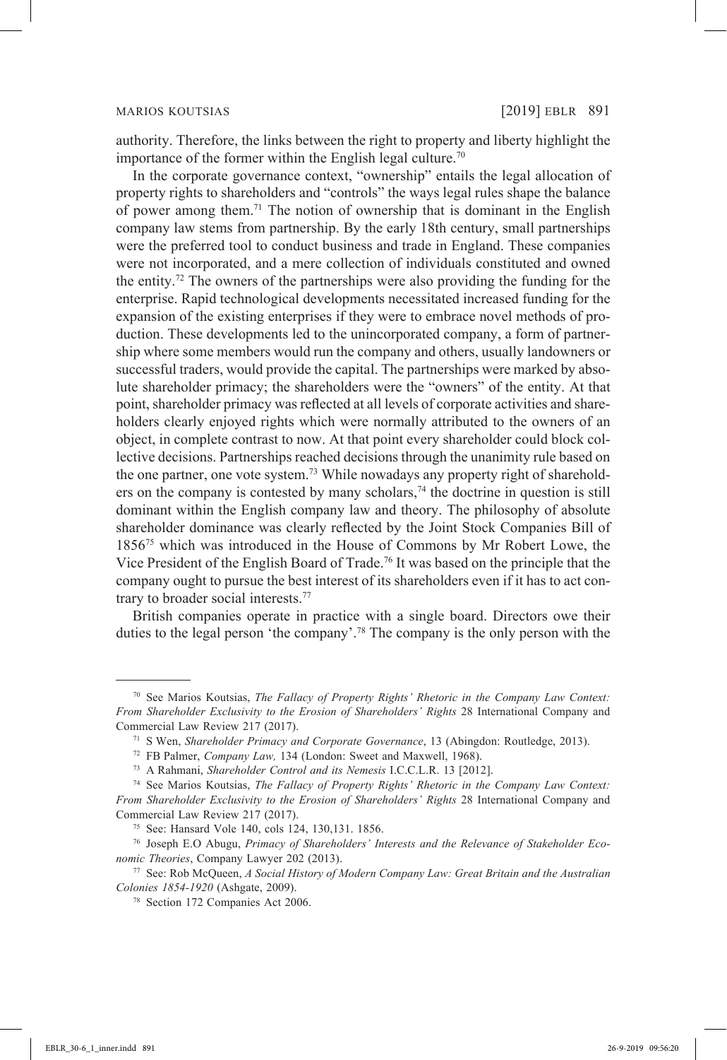authority. Therefore, the links between the right to property and liberty highlight the importance of the former within the English legal culture.[70]

In the corporate governance context, "ownership" entails the legal allocation of property rights to shareholders and "controls" the ways legal rules shape the balance of power among them.[71] The notion of ownership that is dominant in the English company law stems from partnership. By the early 18th century, small partnerships were the preferred tool to conduct business and trade in England. These companies were not incorporated, and a mere collection of individuals constituted and owned the entity.[72] The owners of the partnerships were also providing the funding for the enterprise. Rapid technological developments necessitated increased funding for the expansion of the existing enterprises if they were to embrace novel methods of production. These developments led to the unincorporated company, a form of partnership where some members would run the company and others, usually landowners or successful traders, would provide the capital. The partnerships were marked by absolute shareholder primacy; the shareholders were the "owners" of the entity. At that point, shareholder primacy was reflected at all levels of corporate activities and shareholders clearly enjoyed rights which were normally attributed to the owners of an object, in complete contrast to now. At that point every shareholder could block collective decisions. Partnerships reached decisions through the unanimity rule based on the one partner, one vote system.[73] While nowadays any property right of shareholders on the company is contested by many scholars,[74] the doctrine in question is still dominant within the English company law and theory. The philosophy of absolute shareholder dominance was clearly reflected by the Joint Stock Companies Bill of 1856[75] which was introduced in the House of Commons by Mr Robert Lowe, the Vice President of the English Board of Trade.[76] It was based on the principle that the company ought to pursue the best interest of its shareholders even if it has to act contrary to broader social interests.[77]

British companies operate in practice with a single board. Directors owe their duties to the legal person 'the company'.[78] The company is the only person with the

---

[70] See Marios Koutsias, *The Fallacy of Property Rights' Rhetoric in the Company Law Context: From Shareholder Exclusivity to the Erosion of Shareholders' Rights* 28 International Company and Commercial Law Review 217 (2017).

[71] S Wen, *Shareholder Primacy and Corporate Governance*, 13 (Abingdon: Routledge, 2013).

[72] FB Palmer, *Company Law,* 134 (London: Sweet and Maxwell, 1968).

[73] A Rahmani, *Shareholder Control and its Nemesis* I.C.C.L.R. 13 [2012].

[74] See Marios Koutsias, *The Fallacy of Property Rights' Rhetoric in the Company Law Context: From Shareholder Exclusivity to the Erosion of Shareholders' Rights* 28 International Company and Commercial Law Review 217 (2017).

[75] See: Hansard Vole 140, cols 124, 130,131. 1856.

[76] Joseph E.O Abugu, *Primacy of Shareholders' Interests and the Relevance of Stakeholder Economic Theories*, Company Lawyer 202 (2013).

[77] See: Rob McQueen, *A Social History of Modern Company Law: Great Britain and the Australian Colonies 1854-1920* (Ashgate, 2009).

[78] Section 172 Companies Act 2006.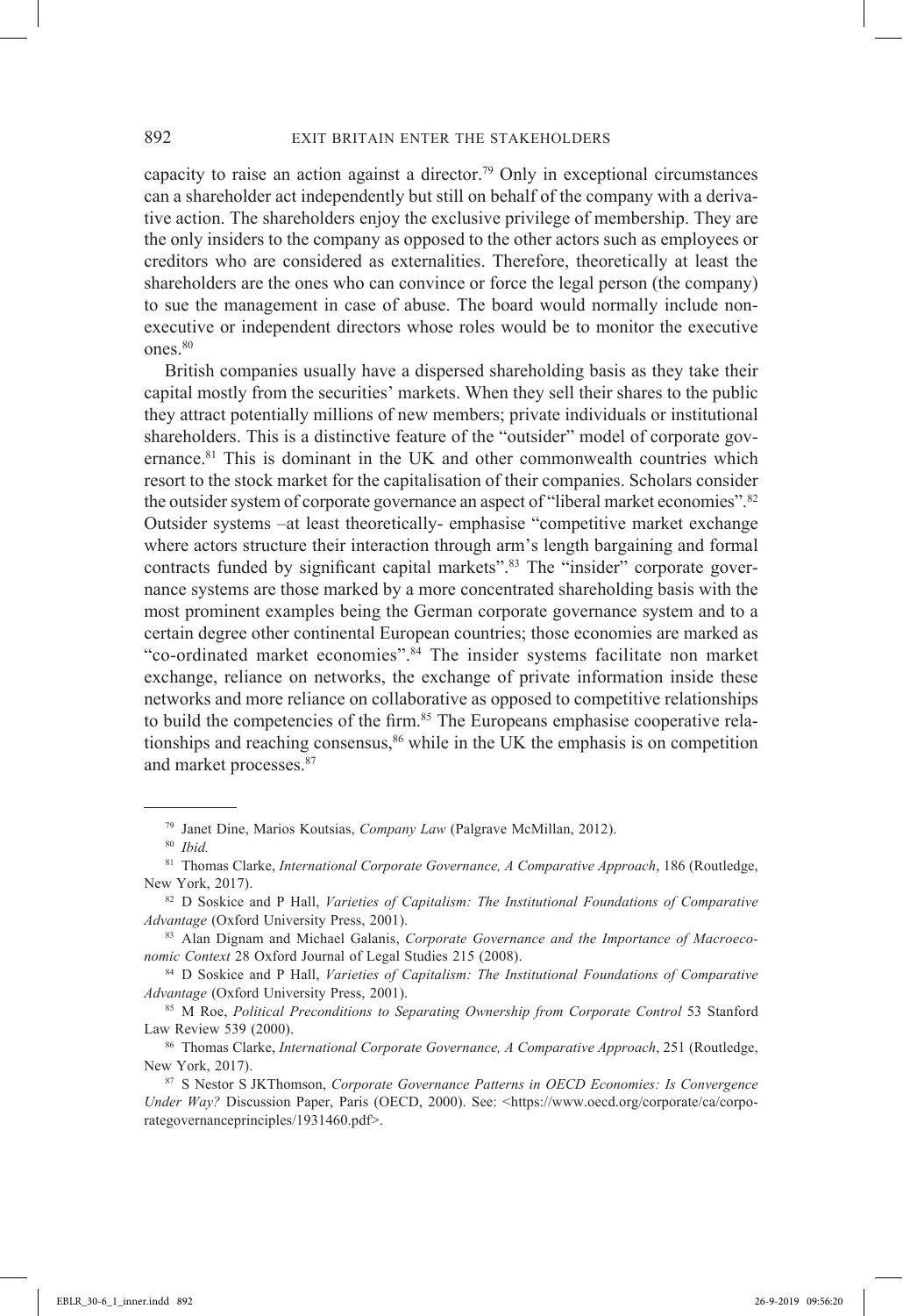capacity to raise an action against a director.[79] Only in exceptional circumstances can a shareholder act independently but still on behalf of the company with a derivative action. The shareholders enjoy the exclusive privilege of membership. They are the only insiders to the company as opposed to the other actors such as employees or creditors who are considered as externalities. Therefore, theoretically at least the shareholders are the ones who can convince or force the legal person (the company) to sue the management in case of abuse. The board would normally include non-executive or independent directors whose roles would be to monitor the executive ones.[80]

British companies usually have a dispersed shareholding basis as they take their capital mostly from the securities' markets. When they sell their shares to the public they attract potentially millions of new members; private individuals or institutional shareholders. This is a distinctive feature of the "outsider" model of corporate governance.[81] This is dominant in the UK and other commonwealth countries which resort to the stock market for the capitalisation of their companies. Scholars consider the outsider system of corporate governance an aspect of "liberal market economies".[82] Outsider systems –at least theoretically- emphasise "competitive market exchange where actors structure their interaction through arm's length bargaining and formal contracts funded by significant capital markets".[83] The "insider" corporate governance systems are those marked by a more concentrated shareholding basis with the most prominent examples being the German corporate governance system and to a certain degree other continental European countries; those economies are marked as "co-ordinated market economies".[84] The insider systems facilitate non market exchange, reliance on networks, the exchange of private information inside these networks and more reliance on collaborative as opposed to competitive relationships to build the competencies of the firm.[85] The Europeans emphasise cooperative relationships and reaching consensus,[86] while in the UK the emphasis is on competition and market processes.[87]

---

[79] Janet Dine, Marios Koutsias, *Company Law* (Palgrave McMillan, 2012).

[80] *Ibid.*

[81] Thomas Clarke, *International Corporate Governance, A Comparative Approach*, 186 (Routledge, New York, 2017).

[82] D Soskice and P Hall, *Varieties of Capitalism: The Institutional Foundations of Comparative Advantage* (Oxford University Press, 2001).

[83] Alan Dignam and Michael Galanis, *Corporate Governance and the Importance of Macroeconomic Context* 28 Oxford Journal of Legal Studies 215 (2008).

[84] D Soskice and P Hall, *Varieties of Capitalism: The Institutional Foundations of Comparative Advantage* (Oxford University Press, 2001).

[85] M Roe, *Political Preconditions to Separating Ownership from Corporate Control* 53 Stanford Law Review 539 (2000).

[86] Thomas Clarke, *International Corporate Governance, A Comparative Approach*, 251 (Routledge, New York, 2017).

[87] S Nestor S JKThomson, *Corporate Governance Patterns in OECD Economies: Is Convergence Under Way?* Discussion Paper, Paris (OECD, 2000). See: <https://www.oecd.org/corporate/ca/corporategovernanceprinciples/1931460.pdf>.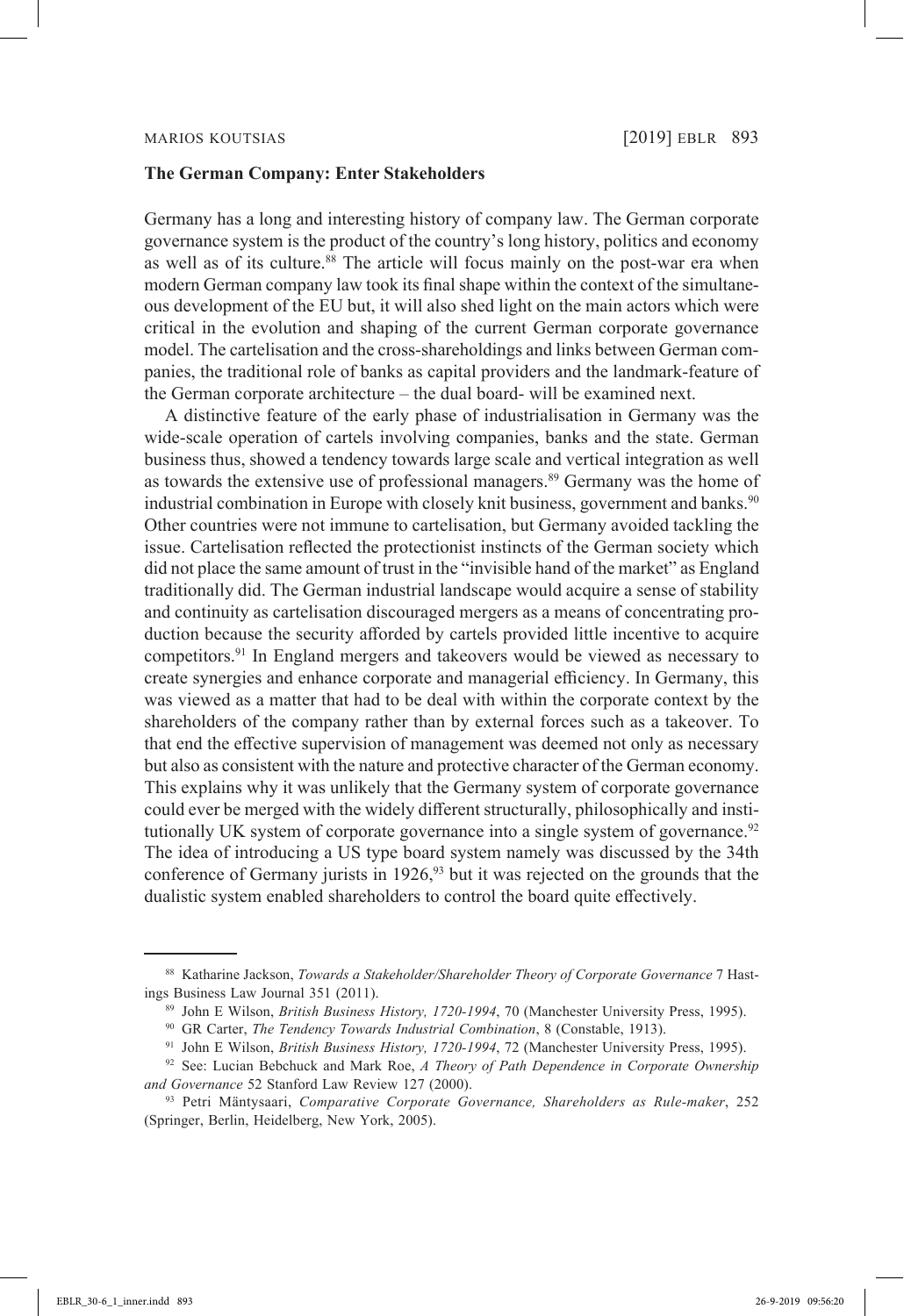### The German Company: Enter Stakeholders

Germany has a long and interesting history of company law. The German corporate governance system is the product of the country's long history, politics and economy as well as of its culture.[88] The article will focus mainly on the post-war era when modern German company law took its final shape within the context of the simultaneous development of the EU but, it will also shed light on the main actors which were critical in the evolution and shaping of the current German corporate governance model. The cartelisation and the cross-shareholdings and links between German companies, the traditional role of banks as capital providers and the landmark-feature of the German corporate architecture – the dual board- will be examined next.

A distinctive feature of the early phase of industrialisation in Germany was the wide-scale operation of cartels involving companies, banks and the state. German business thus, showed a tendency towards large scale and vertical integration as well as towards the extensive use of professional managers.[89] Germany was the home of industrial combination in Europe with closely knit business, government and banks.[90] Other countries were not immune to cartelisation, but Germany avoided tackling the issue. Cartelisation reflected the protectionist instincts of the German society which did not place the same amount of trust in the "invisible hand of the market" as England traditionally did. The German industrial landscape would acquire a sense of stability and continuity as cartelisation discouraged mergers as a means of concentrating production because the security afforded by cartels provided little incentive to acquire competitors.[91] In England mergers and takeovers would be viewed as necessary to create synergies and enhance corporate and managerial efficiency. In Germany, this was viewed as a matter that had to be deal with within the corporate context by the shareholders of the company rather than by external forces such as a takeover. To that end the effective supervision of management was deemed not only as necessary but also as consistent with the nature and protective character of the German economy. This explains why it was unlikely that the Germany system of corporate governance could ever be merged with the widely different structurally, philosophically and institutionally UK system of corporate governance into a single system of governance.[92] The idea of introducing a US type board system namely was discussed by the 34th conference of Germany jurists in 1926,[93] but it was rejected on the grounds that the dualistic system enabled shareholders to control the board quite effectively.

---

[88] Katharine Jackson, *Towards a Stakeholder/Shareholder Theory of Corporate Governance* 7 Hastings Business Law Journal 351 (2011).

[89] John E Wilson, *British Business History, 1720-1994*, 70 (Manchester University Press, 1995).

[90] GR Carter, *The Tendency Towards Industrial Combination*, 8 (Constable, 1913).

[91] John E Wilson, *British Business History, 1720-1994*, 72 (Manchester University Press, 1995).

[92] See: Lucian Bebchuck and Mark Roe, *A Theory of Path Dependence in Corporate Ownership and Governance* 52 Stanford Law Review 127 (2000).

[93] Petri Mäntysaari, *Comparative Corporate Governance, Shareholders as Rule-maker*, 252 (Springer, Berlin, Heidelberg, New York, 2005).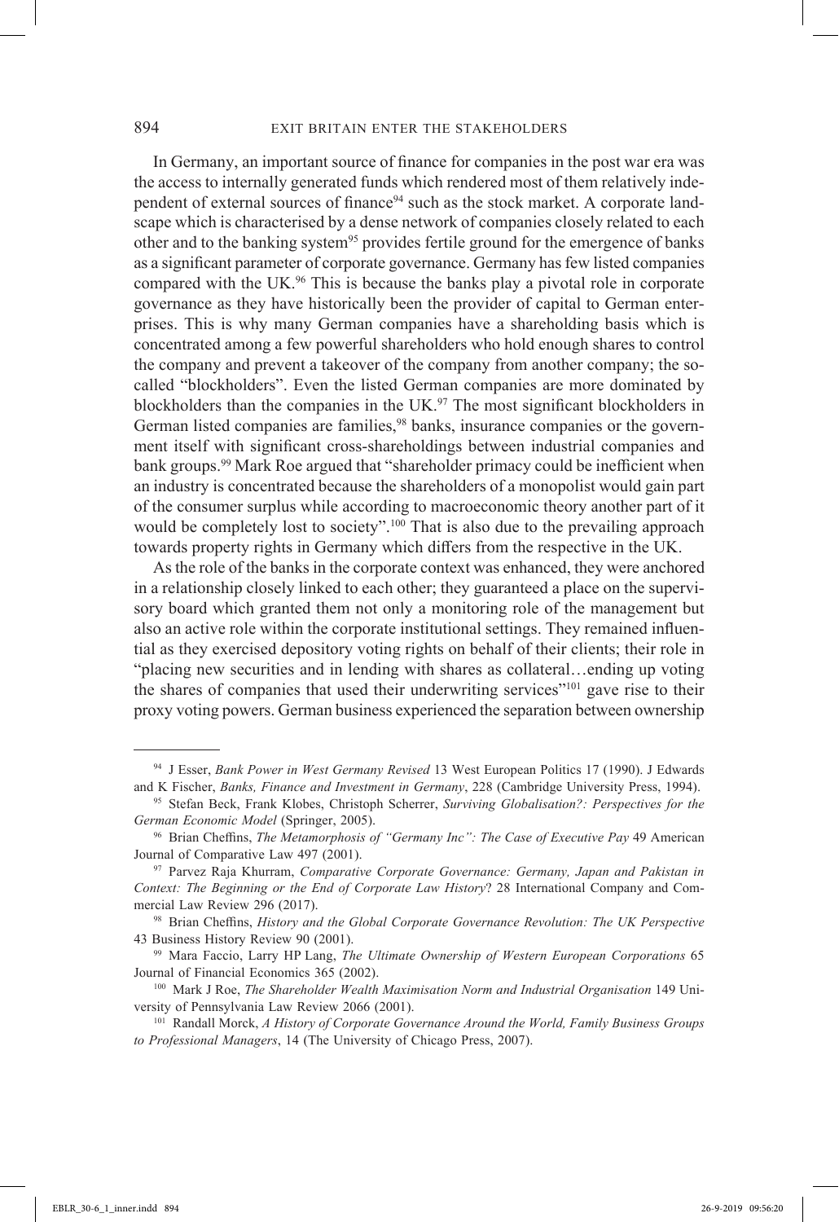In Germany, an important source of finance for companies in the post war era was the access to internally generated funds which rendered most of them relatively independent of external sources of finance[94] such as the stock market. A corporate landscape which is characterised by a dense network of companies closely related to each other and to the banking system[95] provides fertile ground for the emergence of banks as a significant parameter of corporate governance. Germany has few listed companies compared with the UK.[96] This is because the banks play a pivotal role in corporate governance as they have historically been the provider of capital to German enterprises. This is why many German companies have a shareholding basis which is concentrated among a few powerful shareholders who hold enough shares to control the company and prevent a takeover of the company from another company; the so-called "blockholders". Even the listed German companies are more dominated by blockholders than the companies in the UK.[97] The most significant blockholders in German listed companies are families,[98] banks, insurance companies or the government itself with significant cross-shareholdings between industrial companies and bank groups.[99] Mark Roe argued that "shareholder primacy could be inefficient when an industry is concentrated because the shareholders of a monopolist would gain part of the consumer surplus while according to macroeconomic theory another part of it would be completely lost to society".[100] That is also due to the prevailing approach towards property rights in Germany which differs from the respective in the UK.

As the role of the banks in the corporate context was enhanced, they were anchored in a relationship closely linked to each other; they guaranteed a place on the supervisory board which granted them not only a monitoring role of the management but also an active role within the corporate institutional settings. They remained influential as they exercised depository voting rights on behalf of their clients; their role in "placing new securities and in lending with shares as collateral…ending up voting the shares of companies that used their underwriting services"[101] gave rise to their proxy voting powers. German business experienced the separation between ownership

---

[94] J Esser, *Bank Power in West Germany Revised* 13 West European Politics 17 (1990). J Edwards and K Fischer, *Banks, Finance and Investment in Germany*, 228 (Cambridge University Press, 1994).

[95] Stefan Beck, Frank Klobes, Christoph Scherrer, *Surviving Globalisation?: Perspectives for the German Economic Model* (Springer, 2005).

[96] Brian Cheffins, *The Metamorphosis of "Germany Inc": The Case of Executive Pay* 49 American Journal of Comparative Law 497 (2001).

[97] Parvez Raja Khurram, *Comparative Corporate Governance: Germany, Japan and Pakistan in Context: The Beginning or the End of Corporate Law History*? 28 International Company and Commercial Law Review 296 (2017).

[98] Brian Cheffins, *History and the Global Corporate Governance Revolution: The UK Perspective* 43 Business History Review 90 (2001).

[99] Mara Faccio, Larry HP Lang, *The Ultimate Ownership of Western European Corporations* 65 Journal of Financial Economics 365 (2002).

[100] Mark J Roe, *The Shareholder Wealth Maximisation Norm and Industrial Organisation* 149 University of Pennsylvania Law Review 2066 (2001).

[101] Randall Morck, *A History of Corporate Governance Around the World, Family Business Groups to Professional Managers*, 14 (The University of Chicago Press, 2007).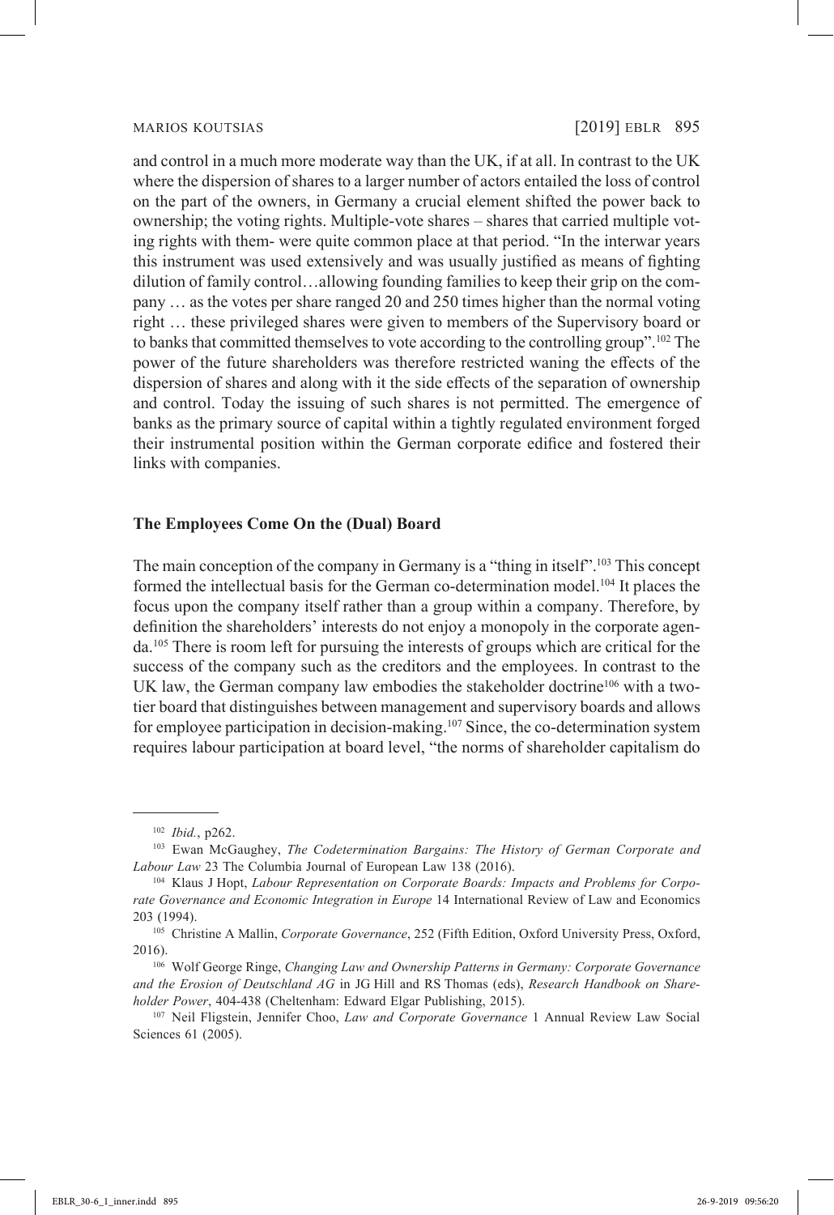and control in a much more moderate way than the UK, if at all. In contrast to the UK where the dispersion of shares to a larger number of actors entailed the loss of control on the part of the owners, in Germany a crucial element shifted the power back to ownership; the voting rights. Multiple-vote shares – shares that carried multiple voting rights with them- were quite common place at that period. "In the interwar years this instrument was used extensively and was usually justified as means of fighting dilution of family control…allowing founding families to keep their grip on the company … as the votes per share ranged 20 and 250 times higher than the normal voting right … these privileged shares were given to members of the Supervisory board or to banks that committed themselves to vote according to the controlling group".[102] The power of the future shareholders was therefore restricted waning the effects of the dispersion of shares and along with it the side effects of the separation of ownership and control. Today the issuing of such shares is not permitted. The emergence of banks as the primary source of capital within a tightly regulated environment forged their instrumental position within the German corporate edifice and fostered their links with companies.

### The Employees Come On the (Dual) Board

The main conception of the company in Germany is a "thing in itself".[103] This concept formed the intellectual basis for the German co-determination model.[104] It places the focus upon the company itself rather than a group within a company. Therefore, by definition the shareholders' interests do not enjoy a monopoly in the corporate agenda.[105] There is room left for pursuing the interests of groups which are critical for the success of the company such as the creditors and the employees. In contrast to the UK law, the German company law embodies the stakeholder doctrine[106] with a two-tier board that distinguishes between management and supervisory boards and allows for employee participation in decision-making.[107] Since, the co-determination system requires labour participation at board level, "the norms of shareholder capitalism do

---

[102] *Ibid.*, p262.

[103] Ewan McGaughey, *The Codetermination Bargains: The History of German Corporate and Labour Law* 23 The Columbia Journal of European Law 138 (2016).

[104] Klaus J Hopt, *Labour Representation on Corporate Boards: Impacts and Problems for Corporate Governance and Economic Integration in Europe* 14 International Review of Law and Economics 203 (1994).

[105] Christine A Mallin, *Corporate Governance*, 252 (Fifth Edition, Oxford University Press, Oxford, 2016).

[106] Wolf George Ringe, *Changing Law and Ownership Patterns in Germany: Corporate Governance and the Erosion of Deutschland AG* in JG Hill and RS Thomas (eds), *Research Handbook on Shareholder Power*, 404-438 (Cheltenham: Edward Elgar Publishing, 2015).

[107] Neil Fligstein, Jennifer Choo, *Law and Corporate Governance* 1 Annual Review Law Social Sciences 61 (2005).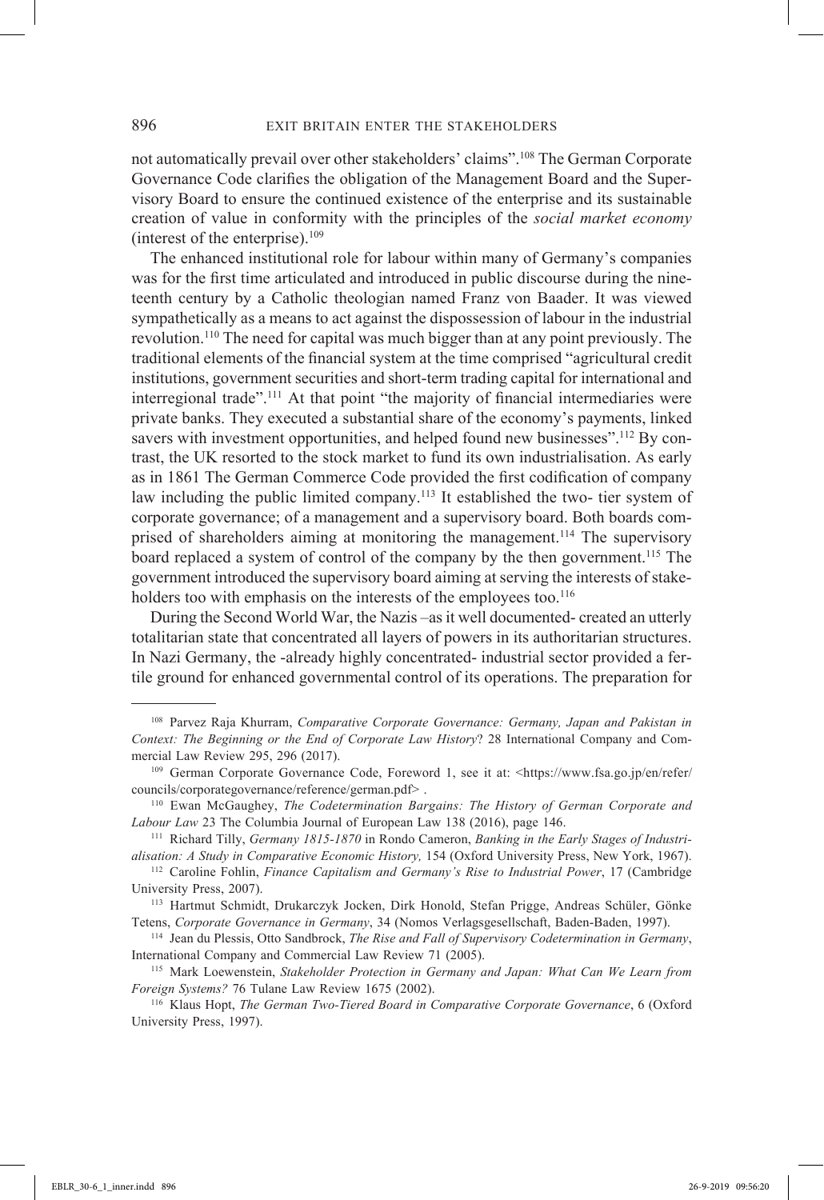not automatically prevail over other stakeholders' claims".[108] The German Corporate Governance Code clarifies the obligation of the Management Board and the Supervisory Board to ensure the continued existence of the enterprise and its sustainable creation of value in conformity with the principles of the *social market economy* (interest of the enterprise).[109]

The enhanced institutional role for labour within many of Germany's companies was for the first time articulated and introduced in public discourse during the nineteenth century by a Catholic theologian named Franz von Baader. It was viewed sympathetically as a means to act against the dispossession of labour in the industrial revolution.[110] The need for capital was much bigger than at any point previously. The traditional elements of the financial system at the time comprised "agricultural credit institutions, government securities and short-term trading capital for international and interregional trade".[111] At that point "the majority of financial intermediaries were private banks. They executed a substantial share of the economy's payments, linked savers with investment opportunities, and helped found new businesses".[112] By contrast, the UK resorted to the stock market to fund its own industrialisation. As early as in 1861 The German Commerce Code provided the first codification of company law including the public limited company.[113] It established the two- tier system of corporate governance; of a management and a supervisory board. Both boards comprised of shareholders aiming at monitoring the management.[114] The supervisory board replaced a system of control of the company by the then government.[115] The government introduced the supervisory board aiming at serving the interests of stakeholders too with emphasis on the interests of the employees too.[116]

During the Second World War, the Nazis –as it well documented- created an utterly totalitarian state that concentrated all layers of powers in its authoritarian structures. In Nazi Germany, the -already highly concentrated- industrial sector provided a fertile ground for enhanced governmental control of its operations. The preparation for

---

[108] Parvez Raja Khurram, *Comparative Corporate Governance: Germany, Japan and Pakistan in Context: The Beginning or the End of Corporate Law History*? 28 International Company and Commercial Law Review 295, 296 (2017).

[109] German Corporate Governance Code, Foreword 1, see it at: <https://www.fsa.go.jp/en/refer/councils/corporategovernance/reference/german.pdf> .

[110] Ewan McGaughey, *The Codetermination Bargains: The History of German Corporate and Labour Law* 23 The Columbia Journal of European Law 138 (2016), page 146.

[111] Richard Tilly, *Germany 1815-1870* in Rondo Cameron, *Banking in the Early Stages of Industrialisation: A Study in Comparative Economic History,* 154 (Oxford University Press, New York, 1967).

[112] Caroline Fohlin, *Finance Capitalism and Germany's Rise to Industrial Power*, 17 (Cambridge University Press, 2007).

[113] Hartmut Schmidt, Drukarczyk Jocken, Dirk Honold, Stefan Prigge, Andreas Schüler, Gönke Tetens, *Corporate Governance in Germany*, 34 (Nomos Verlagsgesellschaft, Baden-Baden, 1997).

[114] Jean du Plessis, Otto Sandbrock, *The Rise and Fall of Supervisory Codetermination in Germany*, International Company and Commercial Law Review 71 (2005).

[115] Mark Loewenstein, *Stakeholder Protection in Germany and Japan: What Can We Learn from Foreign Systems?* 76 Tulane Law Review 1675 (2002).

[116] Klaus Hopt, *The German Two-Tiered Board in Comparative Corporate Governance*, 6 (Oxford University Press, 1997).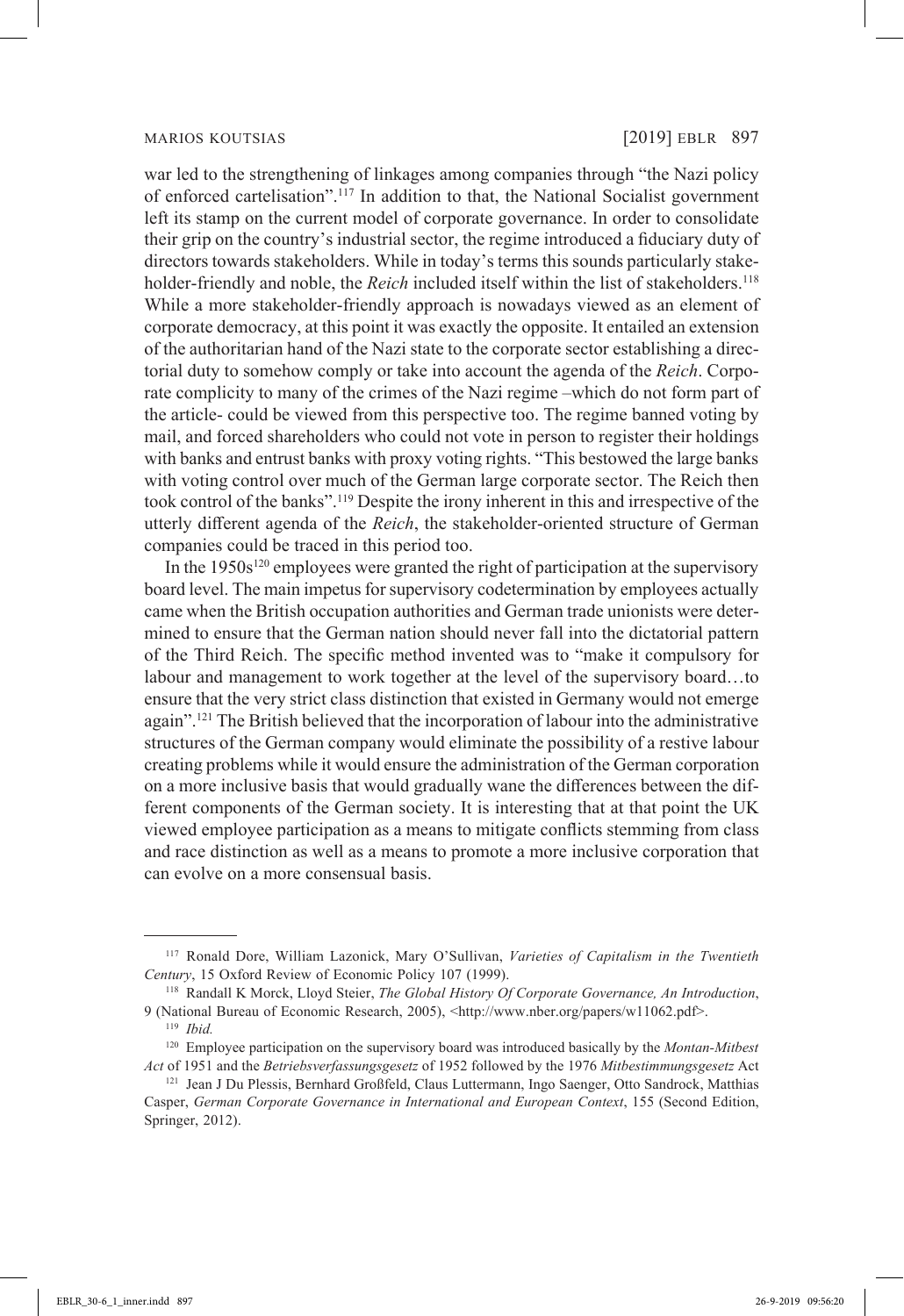war led to the strengthening of linkages among companies through "the Nazi policy of enforced cartelisation".[117] In addition to that, the National Socialist government left its stamp on the current model of corporate governance. In order to consolidate their grip on the country's industrial sector, the regime introduced a fiduciary duty of directors towards stakeholders. While in today's terms this sounds particularly stakeholder-friendly and noble, the *Reich* included itself within the list of stakeholders.[118] While a more stakeholder-friendly approach is nowadays viewed as an element of corporate democracy, at this point it was exactly the opposite. It entailed an extension of the authoritarian hand of the Nazi state to the corporate sector establishing a directorial duty to somehow comply or take into account the agenda of the *Reich*. Corporate complicity to many of the crimes of the Nazi regime –which do not form part of the article- could be viewed from this perspective too. The regime banned voting by mail, and forced shareholders who could not vote in person to register their holdings with banks and entrust banks with proxy voting rights. "This bestowed the large banks with voting control over much of the German large corporate sector. The Reich then took control of the banks".[119] Despite the irony inherent in this and irrespective of the utterly different agenda of the *Reich*, the stakeholder-oriented structure of German companies could be traced in this period too.

In the 1950s[120] employees were granted the right of participation at the supervisory board level. The main impetus for supervisory codetermination by employees actually came when the British occupation authorities and German trade unionists were determined to ensure that the German nation should never fall into the dictatorial pattern of the Third Reich. The specific method invented was to "make it compulsory for labour and management to work together at the level of the supervisory board…to ensure that the very strict class distinction that existed in Germany would not emerge again".[121] The British believed that the incorporation of labour into the administrative structures of the German company would eliminate the possibility of a restive labour creating problems while it would ensure the administration of the German corporation on a more inclusive basis that would gradually wane the differences between the different components of the German society. It is interesting that at that point the UK viewed employee participation as a means to mitigate conflicts stemming from class and race distinction as well as a means to promote a more inclusive corporation that can evolve on a more consensual basis.

---

[117] Ronald Dore, William Lazonick, Mary O'Sullivan, *Varieties of Capitalism in the Twentieth Century*, 15 Oxford Review of Economic Policy 107 (1999).

[118] Randall K Morck, Lloyd Steier, *The Global History Of Corporate Governance, An Introduction*, 9 (National Bureau of Economic Research, 2005), <http://www.nber.org/papers/w11062.pdf>.

[119] *Ibid.*

[120] Employee participation on the supervisory board was introduced basically by the *Montan-Mitbest Act* of 1951 and the *Betriebsverfassungsgesetz* of 1952 followed by the 1976 *Mitbestimmungsgesetz* Act

[121] Jean J Du Plessis, Bernhard Großfeld, Claus Luttermann, Ingo Saenger, Otto Sandrock, Matthias Casper, *German Corporate Governance in International and European Context*, 155 (Second Edition, Springer, 2012).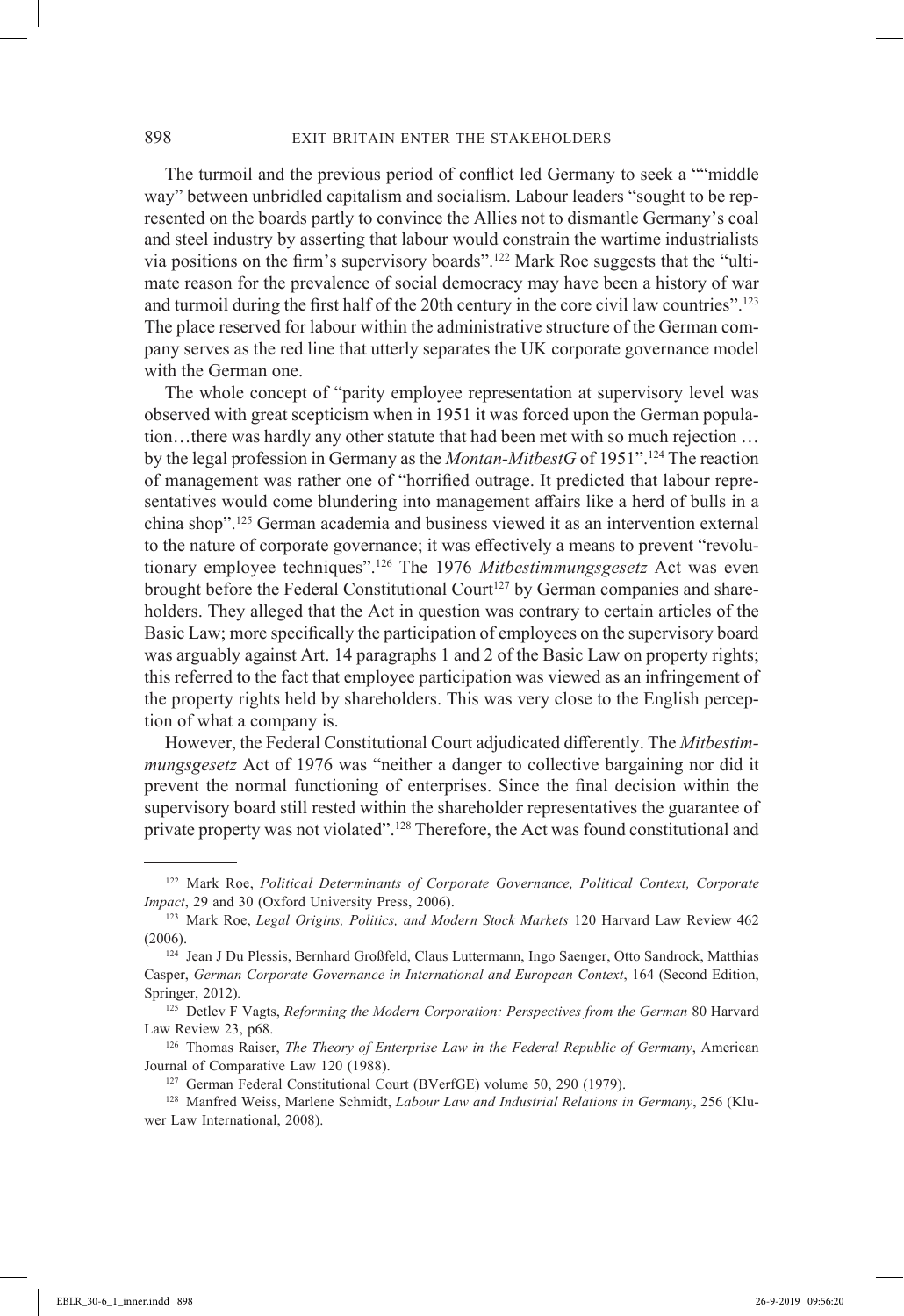The turmoil and the previous period of conflict led Germany to seek a ""middle way" between unbridled capitalism and socialism. Labour leaders "sought to be represented on the boards partly to convince the Allies not to dismantle Germany's coal and steel industry by asserting that labour would constrain the wartime industrialists via positions on the firm's supervisory boards".[122] Mark Roe suggests that the "ultimate reason for the prevalence of social democracy may have been a history of war and turmoil during the first half of the 20th century in the core civil law countries".[123] The place reserved for labour within the administrative structure of the German company serves as the red line that utterly separates the UK corporate governance model with the German one.

The whole concept of "parity employee representation at supervisory level was observed with great scepticism when in 1951 it was forced upon the German population…there was hardly any other statute that had been met with so much rejection … by the legal profession in Germany as the *Montan-MitbestG* of 1951".[124] The reaction of management was rather one of "horrified outrage. It predicted that labour representatives would come blundering into management affairs like a herd of bulls in a china shop".[125] German academia and business viewed it as an intervention external to the nature of corporate governance; it was effectively a means to prevent "revolutionary employee techniques".[126] The 1976 *Mitbestimmungsgesetz* Act was even brought before the Federal Constitutional Court[127] by German companies and shareholders. They alleged that the Act in question was contrary to certain articles of the Basic Law; more specifically the participation of employees on the supervisory board was arguably against Art. 14 paragraphs 1 and 2 of the Basic Law on property rights; this referred to the fact that employee participation was viewed as an infringement of the property rights held by shareholders. This was very close to the English perception of what a company is.

However, the Federal Constitutional Court adjudicated differently. The *Mitbestimmungsgesetz* Act of 1976 was "neither a danger to collective bargaining nor did it prevent the normal functioning of enterprises. Since the final decision within the supervisory board still rested within the shareholder representatives the guarantee of private property was not violated".[128] Therefore, the Act was found constitutional and

---

[122] Mark Roe, *Political Determinants of Corporate Governance, Political Context, Corporate Impact*, 29 and 30 (Oxford University Press, 2006).

[123] Mark Roe, *Legal Origins, Politics, and Modern Stock Markets* 120 Harvard Law Review 462 (2006).

[124] Jean J Du Plessis, Bernhard Großfeld, Claus Luttermann, Ingo Saenger, Otto Sandrock, Matthias Casper, *German Corporate Governance in International and European Context*, 164 (Second Edition, Springer, 2012).

[125] Detlev F Vagts, *Reforming the Modern Corporation: Perspectives from the German* 80 Harvard Law Review 23, p68.

[126] Thomas Raiser, *The Theory of Enterprise Law in the Federal Republic of Germany*, American Journal of Comparative Law 120 (1988).

[127] German Federal Constitutional Court (BVerfGE) volume 50, 290 (1979).

[128] Manfred Weiss, Marlene Schmidt, *Labour Law and Industrial Relations in Germany*, 256 (Kluwer Law International, 2008).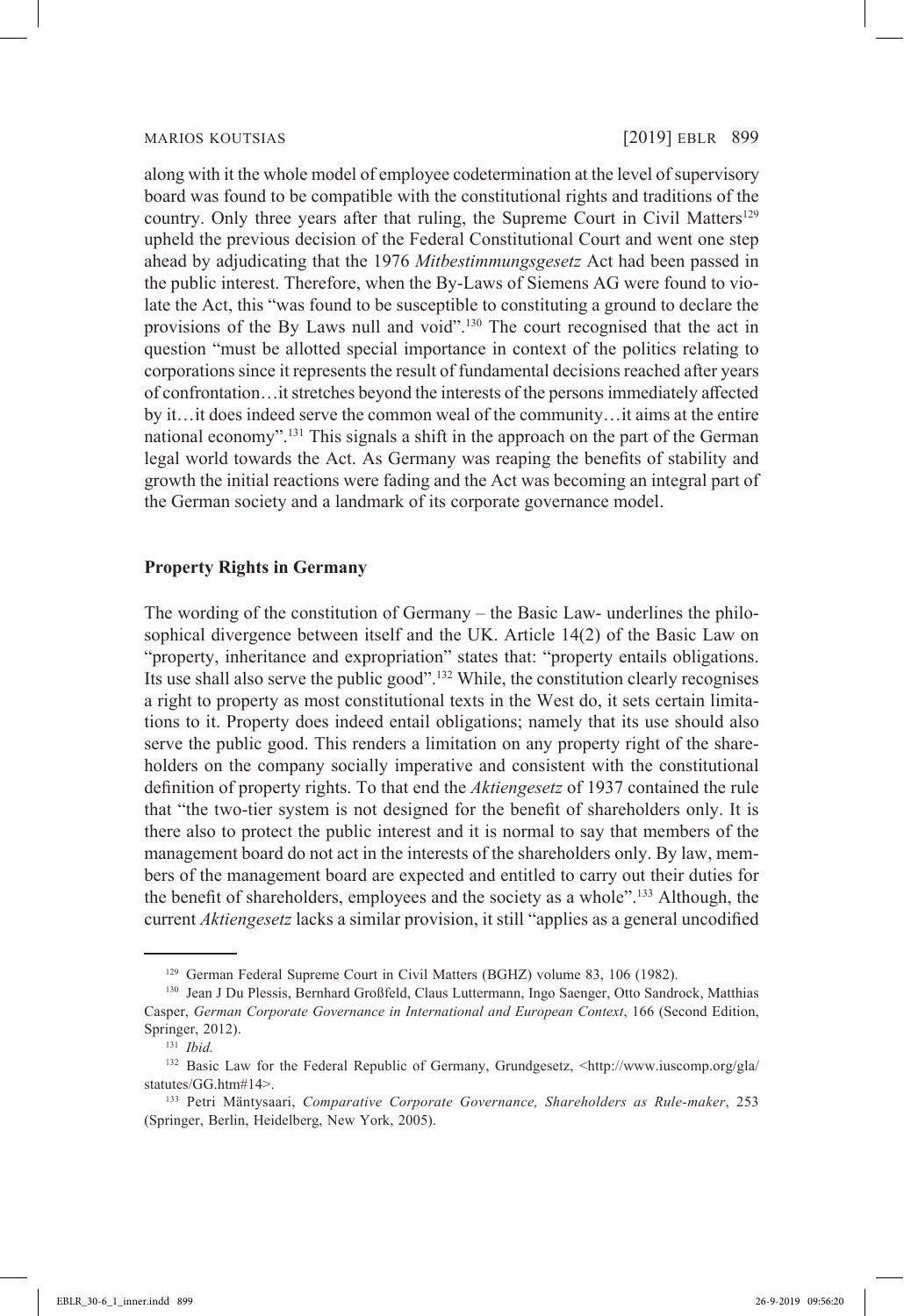along with it the whole model of employee codetermination at the level of supervisory board was found to be compatible with the constitutional rights and traditions of the country. Only three years after that ruling, the Supreme Court in Civil Matters[129] upheld the previous decision of the Federal Constitutional Court and went one step ahead by adjudicating that the 1976 *Mitbestimmungsgesetz* Act had been passed in the public interest. Therefore, when the By-Laws of Siemens AG were found to violate the Act, this "was found to be susceptible to constituting a ground to declare the provisions of the By Laws null and void".[130] The court recognised that the act in question "must be allotted special importance in context of the politics relating to corporations since it represents the result of fundamental decisions reached after years of confrontation…it stretches beyond the interests of the persons immediately affected by it…it does indeed serve the common weal of the community…it aims at the entire national economy".[131] This signals a shift in the approach on the part of the German legal world towards the Act. As Germany was reaping the benefits of stability and growth the initial reactions were fading and the Act was becoming an integral part of the German society and a landmark of its corporate governance model.

### Property Rights in Germany

The wording of the constitution of Germany – the Basic Law- underlines the philosophical divergence between itself and the UK. Article 14(2) of the Basic Law on "property, inheritance and expropriation" states that: "property entails obligations. Its use shall also serve the public good".[132] While, the constitution clearly recognises a right to property as most constitutional texts in the West do, it sets certain limitations to it. Property does indeed entail obligations; namely that its use should also serve the public good. This renders a limitation on any property right of the shareholders on the company socially imperative and consistent with the constitutional definition of property rights. To that end the *Aktiengesetz* of 1937 contained the rule that "the two-tier system is not designed for the benefit of shareholders only. It is there also to protect the public interest and it is normal to say that members of the management board do not act in the interests of the shareholders only. By law, members of the management board are expected and entitled to carry out their duties for the benefit of shareholders, employees and the society as a whole".[133] Although, the current *Aktiengesetz* lacks a similar provision, it still "applies as a general uncodified

---

[129] German Federal Supreme Court in Civil Matters (BGHZ) volume 83, 106 (1982).

[130] Jean J Du Plessis, Bernhard Großfeld, Claus Luttermann, Ingo Saenger, Otto Sandrock, Matthias Casper, *German Corporate Governance in International and European Context*, 166 (Second Edition, Springer, 2012).

[131] *Ibid.*

[132] Basic Law for the Federal Republic of Germany, Grundgesetz, <http://www.iuscomp.org/gla/statutes/GG.htm#14>.

[133] Petri Mäntysaari, *Comparative Corporate Governance, Shareholders as Rule-maker*, 253 (Springer, Berlin, Heidelberg, New York, 2005).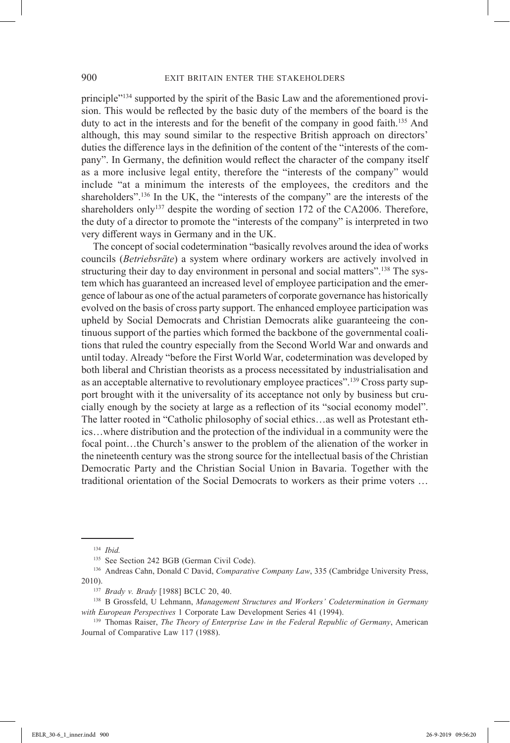principle"[134] supported by the spirit of the Basic Law and the aforementioned provision. This would be reflected by the basic duty of the members of the board is the duty to act in the interests and for the benefit of the company in good faith.[135] And although, this may sound similar to the respective British approach on directors' duties the difference lays in the definition of the content of the "interests of the company". In Germany, the definition would reflect the character of the company itself as a more inclusive legal entity, therefore the "interests of the company" would include "at a minimum the interests of the employees, the creditors and the shareholders".[136] In the UK, the "interests of the company" are the interests of the shareholders only[137] despite the wording of section 172 of the CA2006. Therefore, the duty of a director to promote the "interests of the company" is interpreted in two very different ways in Germany and in the UK.

The concept of social codetermination "basically revolves around the idea of works councils (*Betriebsräte*) a system where ordinary workers are actively involved in structuring their day to day environment in personal and social matters".[138] The system which has guaranteed an increased level of employee participation and the emergence of labour as one of the actual parameters of corporate governance has historically evolved on the basis of cross party support. The enhanced employee participation was upheld by Social Democrats and Christian Democrats alike guaranteeing the continuous support of the parties which formed the backbone of the governmental coalitions that ruled the country especially from the Second World War and onwards and until today. Already "before the First World War, codetermination was developed by both liberal and Christian theorists as a process necessitated by industrialisation and as an acceptable alternative to revolutionary employee practices".[139] Cross party support brought with it the universality of its acceptance not only by business but crucially enough by the society at large as a reflection of its "social economy model". The latter rooted in "Catholic philosophy of social ethics…as well as Protestant ethics…where distribution and the protection of the individual in a community were the focal point…the Church's answer to the problem of the alienation of the worker in the nineteenth century was the strong source for the intellectual basis of the Christian Democratic Party and the Christian Social Union in Bavaria. Together with the traditional orientation of the Social Democrats to workers as their prime voters …

---

[134] *Ibid.*

[135] See Section 242 BGB (German Civil Code).

[136] Andreas Cahn, Donald C David, *Comparative Company Law*, 335 (Cambridge University Press, 2010).

[137] *Brady v. Brady* [1988] BCLC 20, 40.

[138] B Grossfeld, U Lehmann, *Management Structures and Workers' Codetermination in Germany with European Perspectives* 1 Corporate Law Development Series 41 (1994).

[139] Thomas Raiser, *The Theory of Enterprise Law in the Federal Republic of Germany*, American Journal of Comparative Law 117 (1988).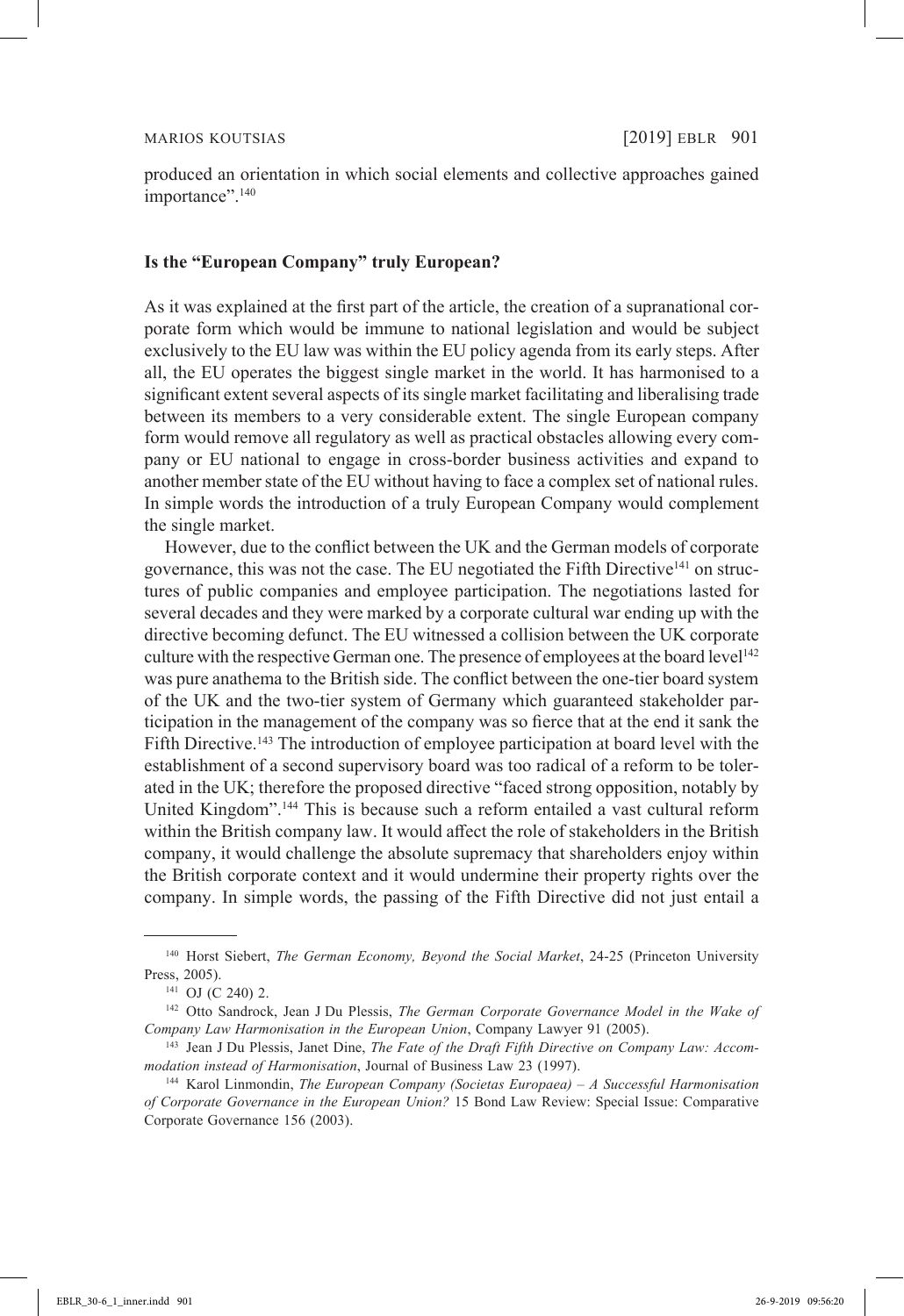produced an orientation in which social elements and collective approaches gained importance".[140]

## Is the "European Company" truly European?

As it was explained at the first part of the article, the creation of a supranational corporate form which would be immune to national legislation and would be subject exclusively to the EU law was within the EU policy agenda from its early steps. After all, the EU operates the biggest single market in the world. It has harmonised to a significant extent several aspects of its single market facilitating and liberalising trade between its members to a very considerable extent. The single European company form would remove all regulatory as well as practical obstacles allowing every company or EU national to engage in cross-border business activities and expand to another member state of the EU without having to face a complex set of national rules. In simple words the introduction of a truly European Company would complement the single market.

However, due to the conflict between the UK and the German models of corporate governance, this was not the case. The EU negotiated the Fifth Directive[141] on structures of public companies and employee participation. The negotiations lasted for several decades and they were marked by a corporate cultural war ending up with the directive becoming defunct. The EU witnessed a collision between the UK corporate culture with the respective German one. The presence of employees at the board level[142] was pure anathema to the British side. The conflict between the one-tier board system of the UK and the two-tier system of Germany which guaranteed stakeholder participation in the management of the company was so fierce that at the end it sank the Fifth Directive.[143] The introduction of employee participation at board level with the establishment of a second supervisory board was too radical of a reform to be tolerated in the UK; therefore the proposed directive "faced strong opposition, notably by United Kingdom".[144] This is because such a reform entailed a vast cultural reform within the British company law. It would affect the role of stakeholders in the British company, it would challenge the absolute supremacy that shareholders enjoy within the British corporate context and it would undermine their property rights over the company. In simple words, the passing of the Fifth Directive did not just entail a

---

[140] Horst Siebert, *The German Economy, Beyond the Social Market*, 24-25 (Princeton University Press, 2005).

[141] OJ (C 240) 2.

[142] Otto Sandrock, Jean J Du Plessis, *The German Corporate Governance Model in the Wake of Company Law Harmonisation in the European Union*, Company Lawyer 91 (2005).

[143] Jean J Du Plessis, Janet Dine, *The Fate of the Draft Fifth Directive on Company Law: Accommodation instead of Harmonisation*, Journal of Business Law 23 (1997).

[144] Karol Linmondin, *The European Company (Societas Europaea) – A Successful Harmonisation of Corporate Governance in the European Union?* 15 Bond Law Review: Special Issue: Comparative Corporate Governance 156 (2003).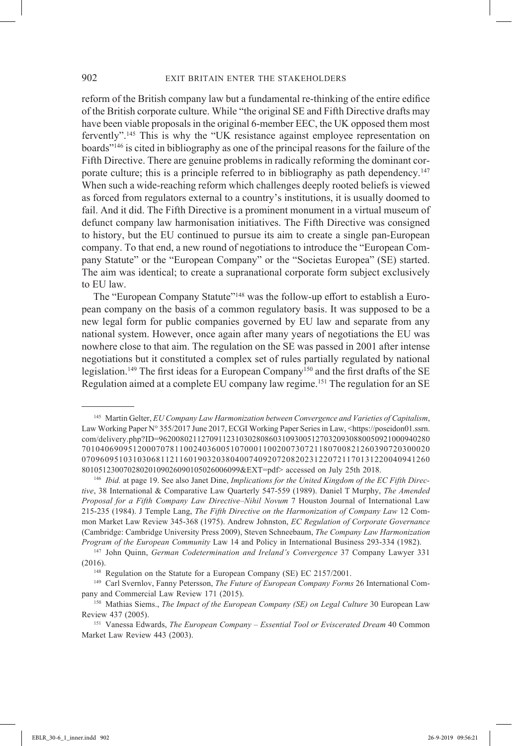reform of the British company law but a fundamental re-thinking of the entire edifice of the British corporate culture. While "the original SE and Fifth Directive drafts may have been viable proposals in the original 6-member EEC, the UK opposed them most fervently".[145] This is why the "UK resistance against employee representation on boards"[146] is cited in bibliography as one of the principal reasons for the failure of the Fifth Directive. There are genuine problems in radically reforming the dominant corporate culture; this is a principle referred to in bibliography as path dependency.[147] When such a wide-reaching reform which challenges deeply rooted beliefs is viewed as forced from regulators external to a country's institutions, it is usually doomed to fail. And it did. The Fifth Directive is a prominent monument in a virtual museum of defunct company law harmonisation initiatives. The Fifth Directive was consigned to history, but the EU continued to pursue its aim to create a single pan-European company. To that end, a new round of negotiations to introduce the "European Company Statute" or the "European Company" or the "Societas Europea" (SE) started. The aim was identical; to create a supranational corporate form subject exclusively to EU law.

The "European Company Statute"[148] was the follow-up effort to establish a European company on the basis of a common regulatory basis. It was supposed to be a new legal form for public companies governed by EU law and separate from any national system. However, once again after many years of negotiations the EU was nowhere close to that aim. The regulation on the SE was passed in 2001 after intense negotiations but it constituted a complex set of rules partially regulated by national legislation.[149] The first ideas for a European Company[150] and the first drafts of the SE Regulation aimed at a complete EU company law regime.[151] The regulation for an SE

---

[145] Martin Gelter, *EU Company Law Harmonization between Convergence and Varieties of Capitalism*, Law Working Paper N° 355/2017 June 2017, ECGI Working Paper Series in Law, <https://poseidon01.ssrn.com/delivery.php?ID=962008021127091123103028086031093005127032093088005092100094028070104069095120007078110024036005107000110020073072118070082126039072030002007096095103103068112116019032038040074092072082023122072117013122004094126080105123007028020109026090105026006099&EXT=pdf> accessed on July 25th 2018.

[146] *Ibid.* at page 19. See also Janet Dine, *Implications for the United Kingdom of the EC Fifth Directive*, 38 International & Comparative Law Quarterly 547-559 (1989). Daniel T Murphy, *The Amended Proposal for a Fifth Company Law Directive–Nihil Novum* 7 Houston Journal of International Law 215-235 (1984). J Temple Lang, *The Fifth Directive on the Harmonization of Company Law* 12 Common Market Law Review 345-368 (1975). Andrew Johnston, *EC Regulation of Corporate Governance* (Cambridge: Cambridge University Press 2009), Steven Schneebaum, *The Company Law Harmonization Program of the European Community* Law 14 and Policy in International Business 293-334 (1982).

[147] John Quinn, *German Codetermination and Ireland's Convergence* 37 Company Lawyer 331 (2016).

[148] Regulation on the Statute for a European Company (SE) EC 2157/2001.

[149] Carl Svernlov, Fanny Petersson, *The Future of European Company Forms* 26 International Company and Commercial Law Review 171 (2015).

[150] Mathias Siems., *The Impact of the European Company (SE) on Legal Culture* 30 European Law Review 437 (2005).

[151] Vanessa Edwards, *The European Company – Essential Tool or Eviscerated Dream* 40 Common Market Law Review 443 (2003).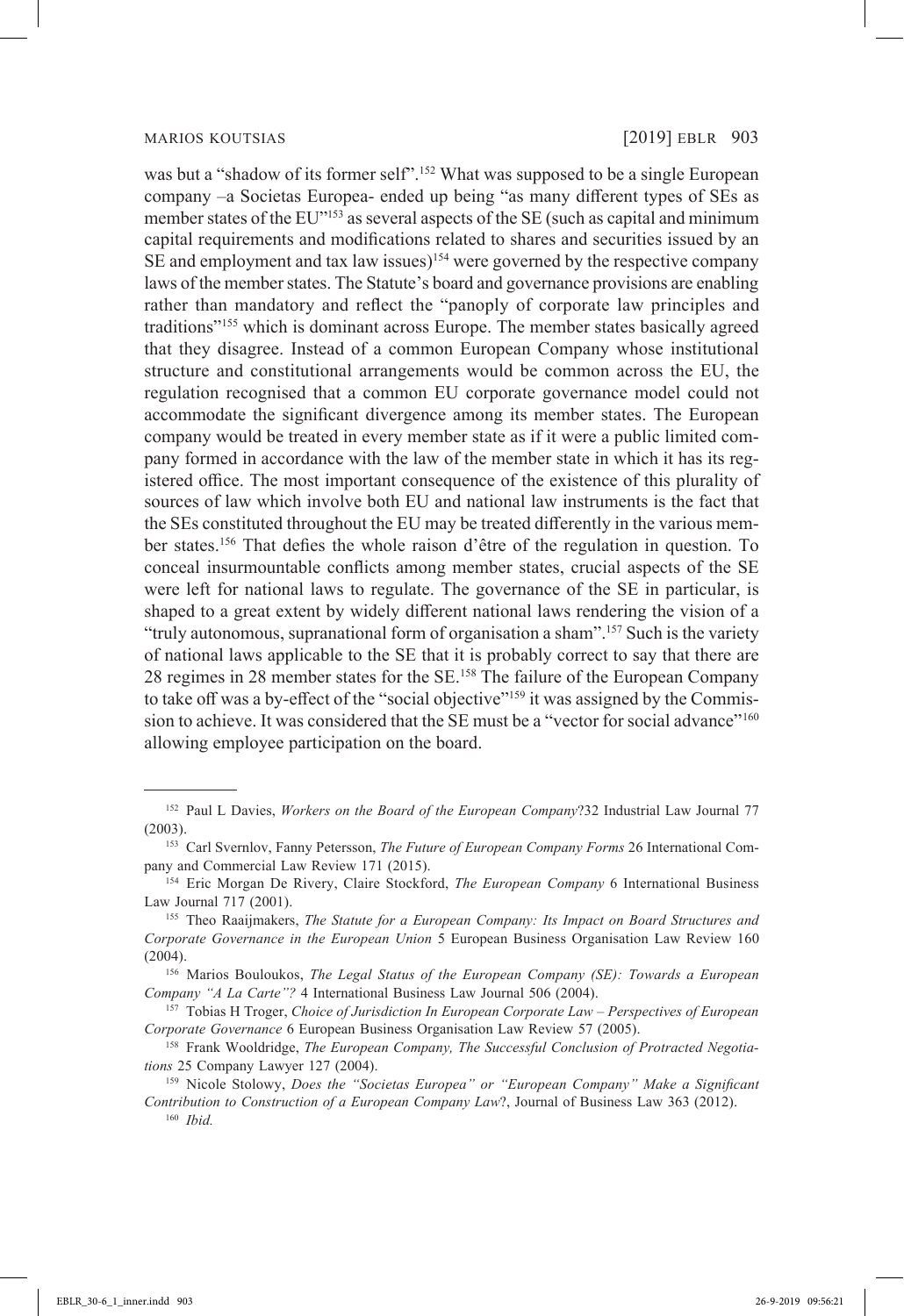was but a "shadow of its former self".[152] What was supposed to be a single European company –a Societas Europea- ended up being "as many different types of SEs as member states of the EU"[153] as several aspects of the SE (such as capital and minimum capital requirements and modifications related to shares and securities issued by an SE and employment and tax law issues)[154] were governed by the respective company laws of the member states. The Statute's board and governance provisions are enabling rather than mandatory and reflect the "panoply of corporate law principles and traditions"[155] which is dominant across Europe. The member states basically agreed that they disagree. Instead of a common European Company whose institutional structure and constitutional arrangements would be common across the EU, the regulation recognised that a common EU corporate governance model could not accommodate the significant divergence among its member states. The European company would be treated in every member state as if it were a public limited company formed in accordance with the law of the member state in which it has its registered office. The most important consequence of the existence of this plurality of sources of law which involve both EU and national law instruments is the fact that the SEs constituted throughout the EU may be treated differently in the various member states.[156] That defies the whole raison d'être of the regulation in question. To conceal insurmountable conflicts among member states, crucial aspects of the SE were left for national laws to regulate. The governance of the SE in particular, is shaped to a great extent by widely different national laws rendering the vision of a "truly autonomous, supranational form of organisation a sham".[157] Such is the variety of national laws applicable to the SE that it is probably correct to say that there are 28 regimes in 28 member states for the SE.[158] The failure of the European Company to take off was a by-effect of the "social objective"[159] it was assigned by the Commission to achieve. It was considered that the SE must be a "vector for social advance"[160] allowing employee participation on the board.

---

[152] Paul L Davies, *Workers on the Board of the European Company*?32 Industrial Law Journal 77 (2003).

[153] Carl Svernlov, Fanny Petersson, *The Future of European Company Forms* 26 International Company and Commercial Law Review 171 (2015).

[154] Eric Morgan De Rivery, Claire Stockford, *The European Company* 6 International Business Law Journal 717 (2001).

[155] Theo Raaijmakers, *The Statute for a European Company: Its Impact on Board Structures and Corporate Governance in the European Union* 5 European Business Organisation Law Review 160 (2004).

[156] Marios Bouloukos, *The Legal Status of the European Company (SE): Towards a European Company "A La Carte"?* 4 International Business Law Journal 506 (2004).

[157] Tobias H Troger, *Choice of Jurisdiction In European Corporate Law – Perspectives of European Corporate Governance* 6 European Business Organisation Law Review 57 (2005).

[158] Frank Wooldridge, *The European Company, The Successful Conclusion of Protracted Negotiations* 25 Company Lawyer 127 (2004).

[159] Nicole Stolowy, *Does the "Societas Europea" or "European Company" Make a Significant Contribution to Construction of a European Company Law*?, Journal of Business Law 363 (2012).

[160] *Ibid.*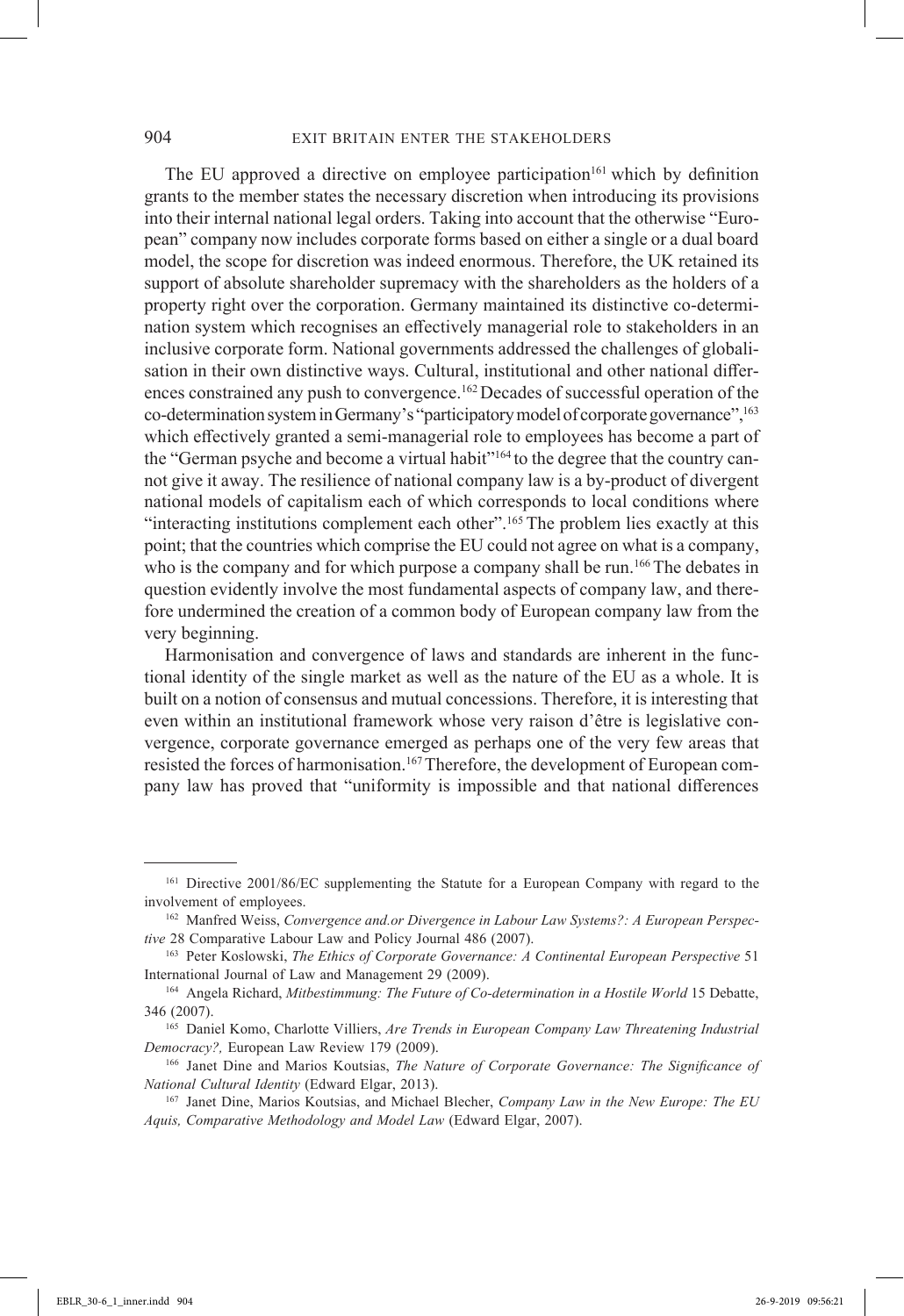The EU approved a directive on employee participation[161] which by definition grants to the member states the necessary discretion when introducing its provisions into their internal national legal orders. Taking into account that the otherwise "European" company now includes corporate forms based on either a single or a dual board model, the scope for discretion was indeed enormous. Therefore, the UK retained its support of absolute shareholder supremacy with the shareholders as the holders of a property right over the corporation. Germany maintained its distinctive co-determination system which recognises an effectively managerial role to stakeholders in an inclusive corporate form. National governments addressed the challenges of globalisation in their own distinctive ways. Cultural, institutional and other national differences constrained any push to convergence.[162] Decades of successful operation of the co-determination system in Germany's "participatory model of corporate governance",[163] which effectively granted a semi-managerial role to employees has become a part of the "German psyche and become a virtual habit"[164] to the degree that the country cannot give it away. The resilience of national company law is a by-product of divergent national models of capitalism each of which corresponds to local conditions where "interacting institutions complement each other".[165] The problem lies exactly at this point; that the countries which comprise the EU could not agree on what is a company, who is the company and for which purpose a company shall be run.[166] The debates in question evidently involve the most fundamental aspects of company law, and therefore undermined the creation of a common body of European company law from the very beginning.

Harmonisation and convergence of laws and standards are inherent in the functional identity of the single market as well as the nature of the EU as a whole. It is built on a notion of consensus and mutual concessions. Therefore, it is interesting that even within an institutional framework whose very raison d'être is legislative convergence, corporate governance emerged as perhaps one of the very few areas that resisted the forces of harmonisation.[167] Therefore, the development of European company law has proved that "uniformity is impossible and that national differences

---

[161] Directive 2001/86/EC supplementing the Statute for a European Company with regard to the involvement of employees.

[162] Manfred Weiss, *Convergence and.or Divergence in Labour Law Systems?: A European Perspective* 28 Comparative Labour Law and Policy Journal 486 (2007).

[163] Peter Koslowski, *The Ethics of Corporate Governance: A Continental European Perspective* 51 International Journal of Law and Management 29 (2009).

[164] Angela Richard, *Mitbestimmung: The Future of Co-determination in a Hostile World* 15 Debatte, 346 (2007).

[165] Daniel Komo, Charlotte Villiers, *Are Trends in European Company Law Threatening Industrial Democracy?,* European Law Review 179 (2009).

[166] Janet Dine and Marios Koutsias, *The Nature of Corporate Governance: The Significance of National Cultural Identity* (Edward Elgar, 2013).

[167] Janet Dine, Marios Koutsias, and Michael Blecher, *Company Law in the New Europe: The EU Aquis, Comparative Methodology and Model Law* (Edward Elgar, 2007).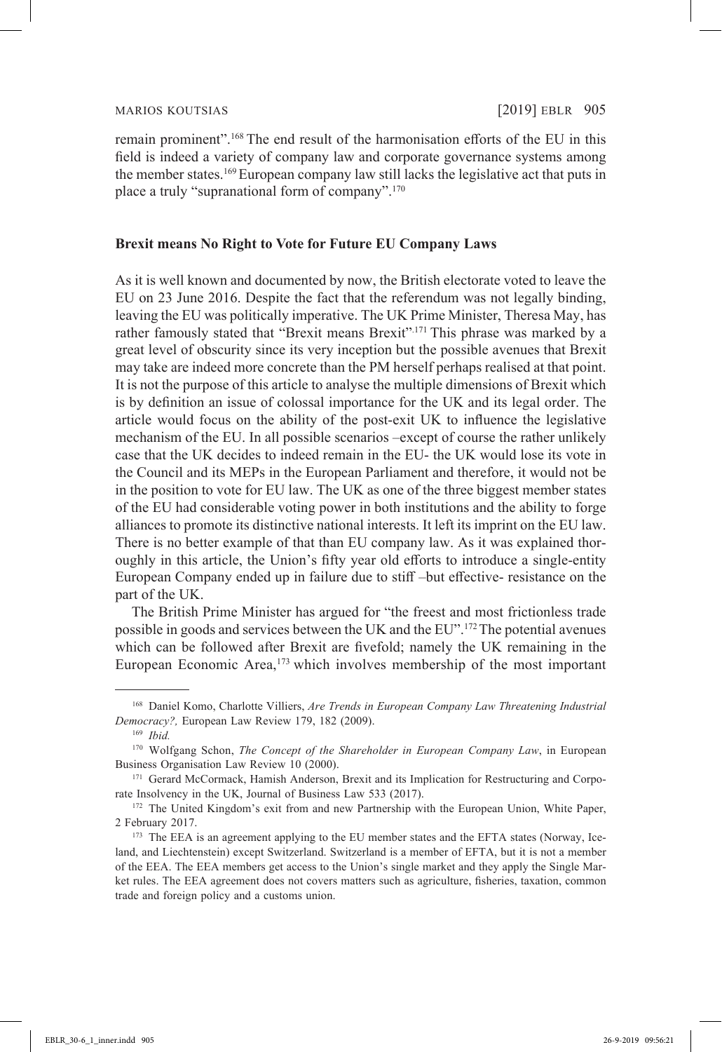remain prominent".[168] The end result of the harmonisation efforts of the EU in this field is indeed a variety of company law and corporate governance systems among the member states.[169] European company law still lacks the legislative act that puts in place a truly "supranational form of company".[170]

## Brexit means No Right to Vote for Future EU Company Laws

As it is well known and documented by now, the British electorate voted to leave the EU on 23 June 2016. Despite the fact that the referendum was not legally binding, leaving the EU was politically imperative. The UK Prime Minister, Theresa May, has rather famously stated that "Brexit means Brexit".[171] This phrase was marked by a great level of obscurity since its very inception but the possible avenues that Brexit may take are indeed more concrete than the PM herself perhaps realised at that point. It is not the purpose of this article to analyse the multiple dimensions of Brexit which is by definition an issue of colossal importance for the UK and its legal order. The article would focus on the ability of the post-exit UK to influence the legislative mechanism of the EU. In all possible scenarios –except of course the rather unlikely case that the UK decides to indeed remain in the EU- the UK would lose its vote in the Council and its MEPs in the European Parliament and therefore, it would not be in the position to vote for EU law. The UK as one of the three biggest member states of the EU had considerable voting power in both institutions and the ability to forge alliances to promote its distinctive national interests. It left its imprint on the EU law. There is no better example of that than EU company law. As it was explained thoroughly in this article, the Union's fifty year old efforts to introduce a single-entity European Company ended up in failure due to stiff –but effective- resistance on the part of the UK.

The British Prime Minister has argued for "the freest and most frictionless trade possible in goods and services between the UK and the EU".[172] The potential avenues which can be followed after Brexit are fivefold; namely the UK remaining in the European Economic Area,[173] which involves membership of the most important

---

[168] Daniel Komo, Charlotte Villiers, *Are Trends in European Company Law Threatening Industrial Democracy?,* European Law Review 179, 182 (2009).

[169] *Ibid.*

[170] Wolfgang Schon, *The Concept of the Shareholder in European Company Law*, in European Business Organisation Law Review 10 (2000).

[171] Gerard McCormack, Hamish Anderson, Brexit and its Implication for Restructuring and Corporate Insolvency in the UK, Journal of Business Law 533 (2017).

[172] The United Kingdom's exit from and new Partnership with the European Union, White Paper, 2 February 2017.

[173] The EEA is an agreement applying to the EU member states and the EFTA states (Norway, Iceland, and Liechtenstein) except Switzerland. Switzerland is a member of EFTA, but it is not a member of the EEA. The EEA members get access to the Union's single market and they apply the Single Market rules. The EEA agreement does not covers matters such as agriculture, fisheries, taxation, common trade and foreign policy and a customs union.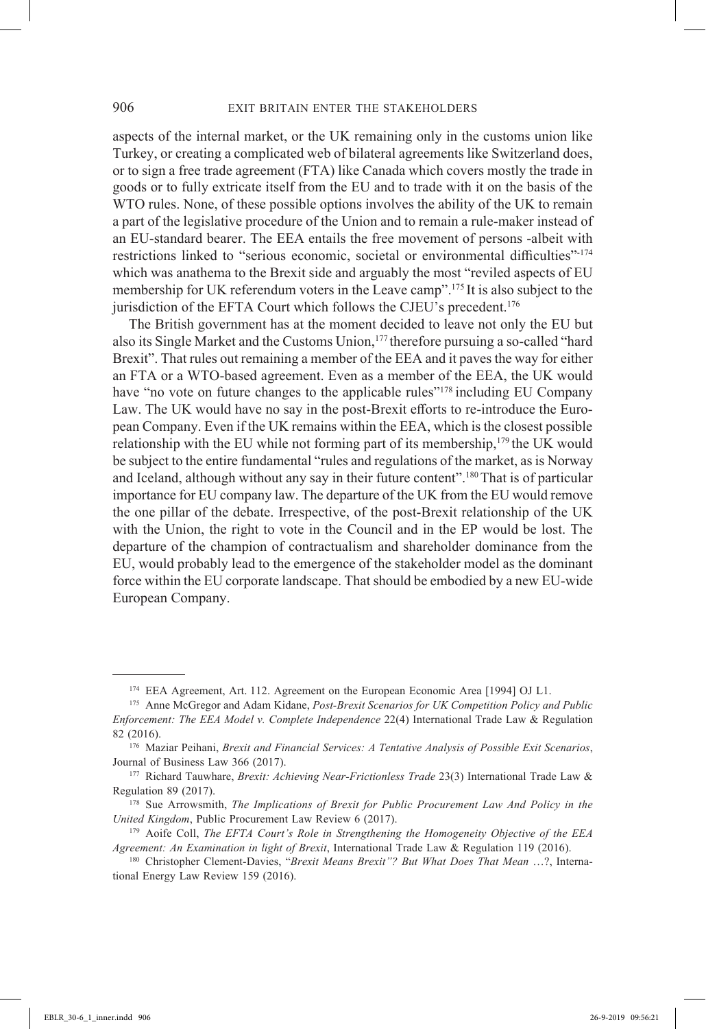aspects of the internal market, or the UK remaining only in the customs union like Turkey, or creating a complicated web of bilateral agreements like Switzerland does, or to sign a free trade agreement (FTA) like Canada which covers mostly the trade in goods or to fully extricate itself from the EU and to trade with it on the basis of the WTO rules. None, of these possible options involves the ability of the UK to remain a part of the legislative procedure of the Union and to remain a rule-maker instead of an EU-standard bearer. The EEA entails the free movement of persons -albeit with restrictions linked to "serious economic, societal or environmental difficulties"-[174] which was anathema to the Brexit side and arguably the most "reviled aspects of EU membership for UK referendum voters in the Leave camp".[175] It is also subject to the jurisdiction of the EFTA Court which follows the CJEU's precedent.[176]

The British government has at the moment decided to leave not only the EU but also its Single Market and the Customs Union,[177] therefore pursuing a so-called "hard Brexit". That rules out remaining a member of the EEA and it paves the way for either an FTA or a WTO-based agreement. Even as a member of the EEA, the UK would have "no vote on future changes to the applicable rules"[178] including EU Company Law. The UK would have no say in the post-Brexit efforts to re-introduce the European Company. Even if the UK remains within the EEA, which is the closest possible relationship with the EU while not forming part of its membership,[179] the UK would be subject to the entire fundamental "rules and regulations of the market, as is Norway and Iceland, although without any say in their future content".[180] That is of particular importance for EU company law. The departure of the UK from the EU would remove the one pillar of the debate. Irrespective, of the post-Brexit relationship of the UK with the Union, the right to vote in the Council and in the EP would be lost. The departure of the champion of contractualism and shareholder dominance from the EU, would probably lead to the emergence of the stakeholder model as the dominant force within the EU corporate landscape. That should be embodied by a new EU-wide European Company.

---

[174] EEA Agreement, Art. 112. Agreement on the European Economic Area [1994] OJ L1.

[175] Anne McGregor and Adam Kidane, *Post-Brexit Scenarios for UK Competition Policy and Public Enforcement: The EEA Model v. Complete Independence* 22(4) International Trade Law & Regulation 82 (2016).

[176] Maziar Peihani, *Brexit and Financial Services: A Tentative Analysis of Possible Exit Scenarios*, Journal of Business Law 366 (2017).

[177] Richard Tauwhare, *Brexit: Achieving Near-Frictionless Trade* 23(3) International Trade Law & Regulation 89 (2017).

[178] Sue Arrowsmith, *The Implications of Brexit for Public Procurement Law And Policy in the United Kingdom*, Public Procurement Law Review 6 (2017).

[179] Aoife Coll, *The EFTA Court's Role in Strengthening the Homogeneity Objective of the EEA Agreement: An Examination in light of Brexit*, International Trade Law & Regulation 119 (2016).

[180] Christopher Clement-Davies, "*Brexit Means Brexit"? But What Does That Mean* …?, International Energy Law Review 159 (2016).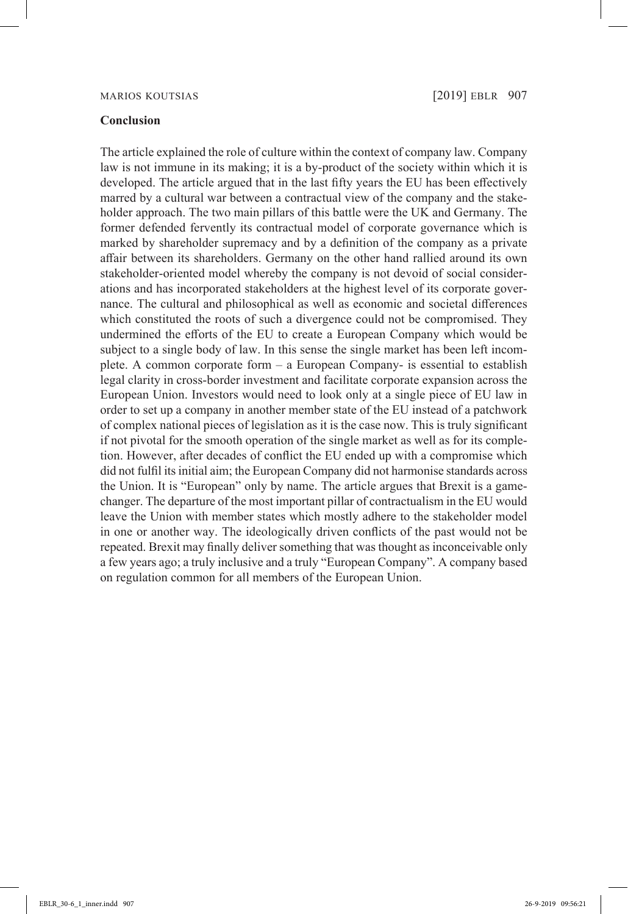## Conclusion

The article explained the role of culture within the context of company law. Company law is not immune in its making; it is a by-product of the society within which it is developed. The article argued that in the last fifty years the EU has been effectively marred by a cultural war between a contractual view of the company and the stakeholder approach. The two main pillars of this battle were the UK and Germany. The former defended fervently its contractual model of corporate governance which is marked by shareholder supremacy and by a definition of the company as a private affair between its shareholders. Germany on the other hand rallied around its own stakeholder-oriented model whereby the company is not devoid of social considerations and has incorporated stakeholders at the highest level of its corporate governance. The cultural and philosophical as well as economic and societal differences which constituted the roots of such a divergence could not be compromised. They undermined the efforts of the EU to create a European Company which would be subject to a single body of law. In this sense the single market has been left incomplete. A common corporate form – a European Company- is essential to establish legal clarity in cross-border investment and facilitate corporate expansion across the European Union. Investors would need to look only at a single piece of EU law in order to set up a company in another member state of the EU instead of a patchwork of complex national pieces of legislation as it is the case now. This is truly significant if not pivotal for the smooth operation of the single market as well as for its completion. However, after decades of conflict the EU ended up with a compromise which did not fulfil its initial aim; the European Company did not harmonise standards across the Union. It is "European" only by name. The article argues that Brexit is a game-changer. The departure of the most important pillar of contractualism in the EU would leave the Union with member states which mostly adhere to the stakeholder model in one or another way. The ideologically driven conflicts of the past would not be repeated. Brexit may finally deliver something that was thought as inconceivable only a few years ago; a truly inclusive and a truly "European Company". A company based on regulation common for all members of the European Union.